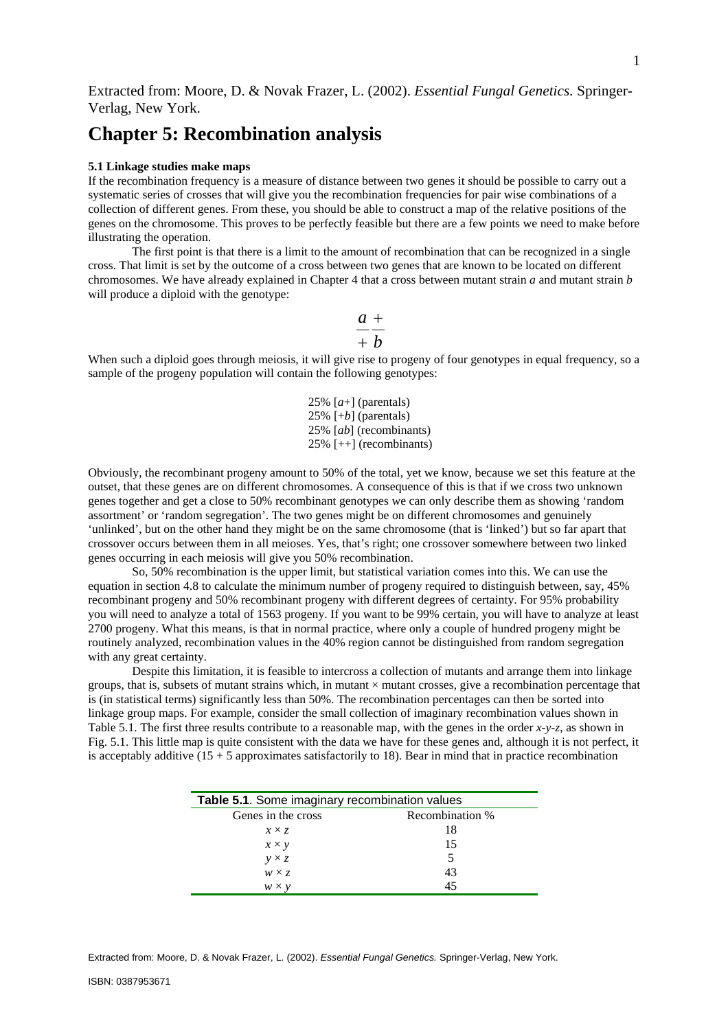Extracted from: Moore, D. & Novak Frazer, L. (2002). *Essential Fungal Genetics.* Springer-Verlag, New York.

# Chapter 5: Recombination analysis

### 5.1 Linkage studies make maps

If the recombination frequency is a measure of distance between two genes it should be possible to carry out a systematic series of crosses that will give you the recombination frequencies for pair wise combinations of a collection of different genes. From these, you should be able to construct a map of the relative positions of the genes on the chromosome. This proves to be perfectly feasible but there are a few points we need to make before illustrating the operation.

The first point is that there is a limit to the amount of recombination that can be recognized in a single cross. That limit is set by the outcome of a cross between two genes that are known to be located on different chromosomes. We have already explained in Chapter 4 that a cross between mutant strain *a* and mutant strain *b* will produce a diploid with the genotype:

$$\frac{a}{+}\frac{+}{b}$$

When such a diploid goes through meiosis, it will give rise to progeny of four genotypes in equal frequency, so a sample of the progeny population will contain the following genotypes:

25% [*a*+] (parentals)
25% [+*b*] (parentals)
25% [*ab*] (recombinants)
25% [++] (recombinants)

Obviously, the recombinant progeny amount to 50% of the total, yet we know, because we set this feature at the outset, that these genes are on different chromosomes. A consequence of this is that if we cross two unknown genes together and get a close to 50% recombinant genotypes we can only describe them as showing 'random assortment' or 'random segregation'. The two genes might be on different chromosomes and genuinely 'unlinked', but on the other hand they might be on the same chromosome (that is 'linked') but so far apart that crossover occurs between them in all meioses. Yes, that's right; one crossover somewhere between two linked genes occurring in each meiosis will give you 50% recombination.

So, 50% recombination is the upper limit, but statistical variation comes into this. We can use the equation in section 4.8 to calculate the minimum number of progeny required to distinguish between, say, 45% recombinant progeny and 50% recombinant progeny with different degrees of certainty. For 95% probability you will need to analyze a total of 1563 progeny. If you want to be 99% certain, you will have to analyze at least 2700 progeny. What this means, is that in normal practice, where only a couple of hundred progeny might be routinely analyzed, recombination values in the 40% region cannot be distinguished from random segregation with any great certainty.

Despite this limitation, it is feasible to intercross a collection of mutants and arrange them into linkage groups, that is, subsets of mutant strains which, in mutant × mutant crosses, give a recombination percentage that is (in statistical terms) significantly less than 50%. The recombination percentages can then be sorted into linkage group maps. For example, consider the small collection of imaginary recombination values shown in Table 5.1. The first three results contribute to a reasonable map, with the genes in the order *x-y-z*, as shown in Fig. 5.1. This little map is quite consistent with the data we have for these genes and, although it is not perfect, it is acceptably additive (15 + 5 approximates satisfactorily to 18). Bear in mind that in practice recombination

**Table 5.1**. Some imaginary recombination values

| Genes in the cross | Recombination % |
|---|---|
| *x* × *z* | 18 |
| *x* × *y* | 15 |
| *y* × *z* | 5 |
| *w* × *z* | 43 |
| *w* × *y* | 45 |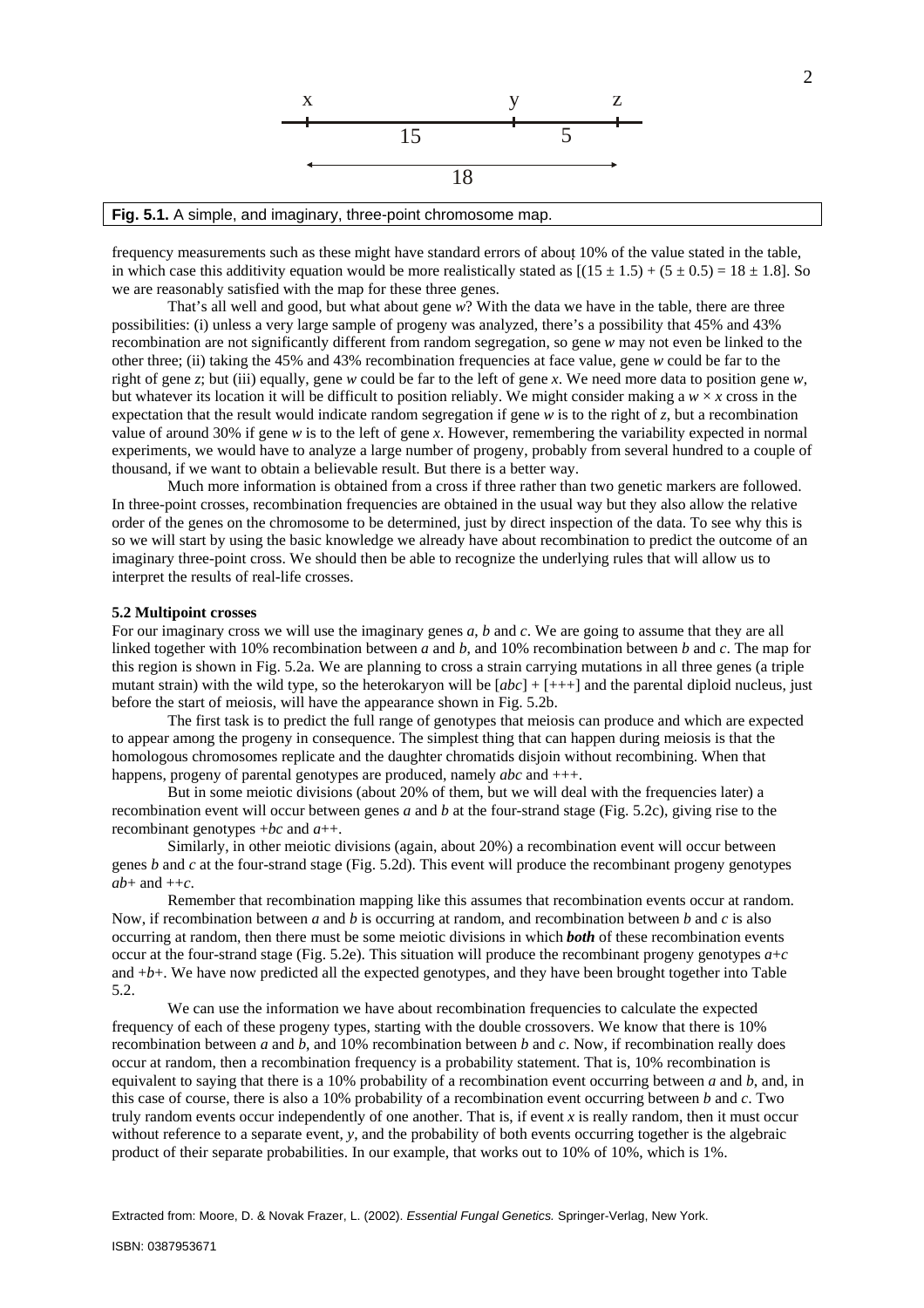x y z

15 5

18

**Fig. 5.1.** A simple, and imaginary, three-point chromosome map.

frequency measurements such as these might have standard errors of about 10% of the value stated in the table, in which case this additivity equation would be more realistically stated as $[(15 \pm 1.5) + (5 \pm 0.5) = 18 \pm 1.8]$. So we are reasonably satisfied with the map for these three genes.

That's all well and good, but what about gene *w*? With the data we have in the table, there are three possibilities: (i) unless a very large sample of progeny was analyzed, there's a possibility that 45% and 43% recombination are not significantly different from random segregation, so gene *w* may not even be linked to the other three; (ii) taking the 45% and 43% recombination frequencies at face value, gene *w* could be far to the right of gene *z*; but (iii) equally, gene *w* could be far to the left of gene *x*. We need more data to position gene *w*, but whatever its location it will be difficult to position reliably. We might consider making a $w \times x$ cross in the expectation that the result would indicate random segregation if gene *w* is to the right of *z*, but a recombination value of around 30% if gene *w* is to the left of gene *x*. However, remembering the variability expected in normal experiments, we would have to analyze a large number of progeny, probably from several hundred to a couple of thousand, if we want to obtain a believable result. But there is a better way.

Much more information is obtained from a cross if three rather than two genetic markers are followed. In three-point crosses, recombination frequencies are obtained in the usual way but they also allow the relative order of the genes on the chromosome to be determined, just by direct inspection of the data. To see why this is so we will start by using the basic knowledge we already have about recombination to predict the outcome of an imaginary three-point cross. We should then be able to recognize the underlying rules that will allow us to interpret the results of real-life crosses.

**5.2 Multipoint crosses**

For our imaginary cross we will use the imaginary genes *a*, *b* and *c*. We are going to assume that they are all linked together with 10% recombination between *a* and *b*, and 10% recombination between *b* and *c*. The map for this region is shown in Fig. 5.2a. We are planning to cross a strain carrying mutations in all three genes (a triple mutant strain) with the wild type, so the heterokaryon will be [*abc*] + [+++] and the parental diploid nucleus, just before the start of meiosis, will have the appearance shown in Fig. 5.2b.

The first task is to predict the full range of genotypes that meiosis can produce and which are expected to appear among the progeny in consequence. The simplest thing that can happen during meiosis is that the homologous chromosomes replicate and the daughter chromatids disjoin without recombining. When that happens, progeny of parental genotypes are produced, namely *abc* and +++.

But in some meiotic divisions (about 20% of them, but we will deal with the frequencies later) a recombination event will occur between genes *a* and *b* at the four-strand stage (Fig. 5.2c), giving rise to the recombinant genotypes +*bc* and *a*++.

Similarly, in other meiotic divisions (again, about 20%) a recombination event will occur between genes *b* and *c* at the four-strand stage (Fig. 5.2d). This event will produce the recombinant progeny genotypes *ab*+ and ++*c*.

Remember that recombination mapping like this assumes that recombination events occur at random. Now, if recombination between *a* and *b* is occurring at random, and recombination between *b* and *c* is also occurring at random, then there must be some meiotic divisions in which ***both*** of these recombination events occur at the four-strand stage (Fig. 5.2e). This situation will produce the recombinant progeny genotypes *a*+*c* and +*b*+. We have now predicted all the expected genotypes, and they have been brought together into Table 5.2.

We can use the information we have about recombination frequencies to calculate the expected frequency of each of these progeny types, starting with the double crossovers. We know that there is 10% recombination between *a* and *b*, and 10% recombination between *b* and *c*. Now, if recombination really does occur at random, then a recombination frequency is a probability statement. That is, 10% recombination is equivalent to saying that there is a 10% probability of a recombination event occurring between *a* and *b*, and, in this case of course, there is also a 10% probability of a recombination event occurring between *b* and *c*. Two truly random events occur independently of one another. That is, if event *x* is really random, then it must occur without reference to a separate event, *y*, and the probability of both events occurring together is the algebraic product of their separate probabilities. In our example, that works out to 10% of 10%, which is 1%.

Extracted from: Moore, D. & Novak Frazer, L. (2002). *Essential Fungal Genetics.* Springer-Verlag, New York.

ISBN: 0387953671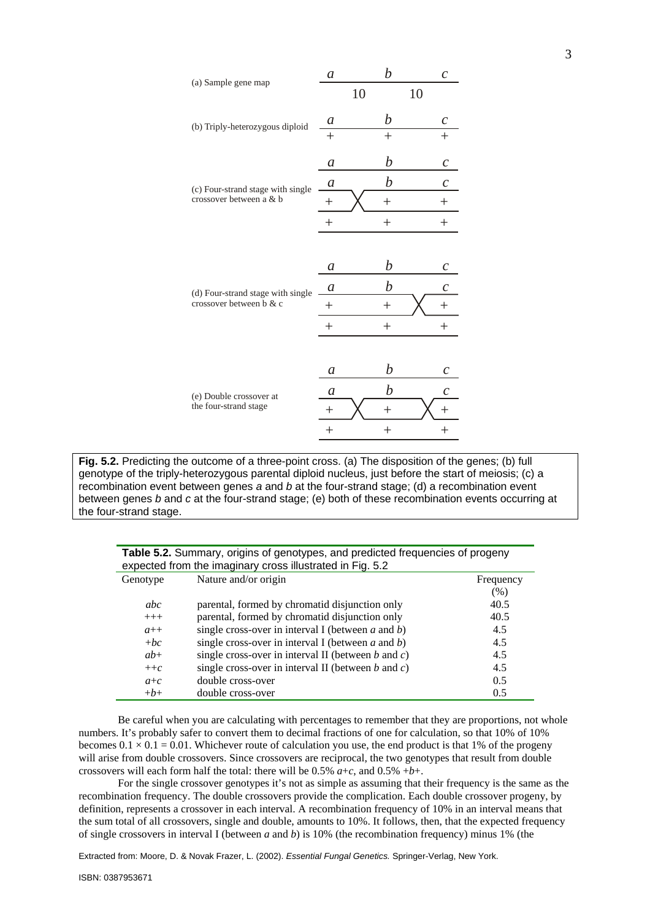(a) Sample gene map

(b) Triply-heterozygous diploid

(c) Four-strand stage with single crossover between a & b

(d) Four-strand stage with single crossover between b & c

(e) Double crossover at the four-strand stage

**Fig. 5.2.** Predicting the outcome of a three-point cross. (a) The disposition of the genes; (b) full genotype of the triply-heterozygous parental diploid nucleus, just before the start of meiosis; (c) a recombination event between genes *a* and *b* at the four-strand stage; (d) a recombination event between genes *b* and *c* at the four-strand stage; (e) both of these recombination events occurring at the four-strand stage.

**Table 5.2.** Summary, origins of genotypes, and predicted frequencies of progeny expected from the imaginary cross illustrated in Fig. 5.2

| Genotype | Nature and/or origin | Frequency (%) |
|---|---|---|
| *abc* | parental, formed by chromatid disjunction only | 40.5 |
| *+++* | parental, formed by chromatid disjunction only | 40.5 |
| *a++* | single cross-over in interval I (between *a* and *b*) | 4.5 |
| *+bc* | single cross-over in interval I (between *a* and *b*) | 4.5 |
| *ab+* | single cross-over in interval II (between *b* and *c*) | 4.5 |
| *++c* | single cross-over in interval II (between *b* and *c*) | 4.5 |
| *a+c* | double cross-over | 0.5 |
| *+b+* | double cross-over | 0.5 |

Be careful when you are calculating with percentages to remember that they are proportions, not whole numbers. It's probably safer to convert them to decimal fractions of one for calculation, so that 10% of 10% becomes $0.1 \times 0.1 = 0.01$. Whichever route of calculation you use, the end product is that 1% of the progeny will arise from double crossovers. Since crossovers are reciprocal, the two genotypes that result from double crossovers will each form half the total: there will be 0.5% *a+c*, and 0.5% *+b+*.

For the single crossover genotypes it's not as simple as assuming that their frequency is the same as the recombination frequency. The double crossovers provide the complication. Each double crossover progeny, by definition, represents a crossover in each interval. A recombination frequency of 10% in an interval means that the sum total of all crossovers, single and double, amounts to 10%. It follows, then, that the expected frequency of single crossovers in interval I (between *a* and *b*) is 10% (the recombination frequency) minus 1% (the

Extracted from: Moore, D. & Novak Frazer, L. (2002). *Essential Fungal Genetics.* Springer-Verlag, New York.

ISBN: 0387953671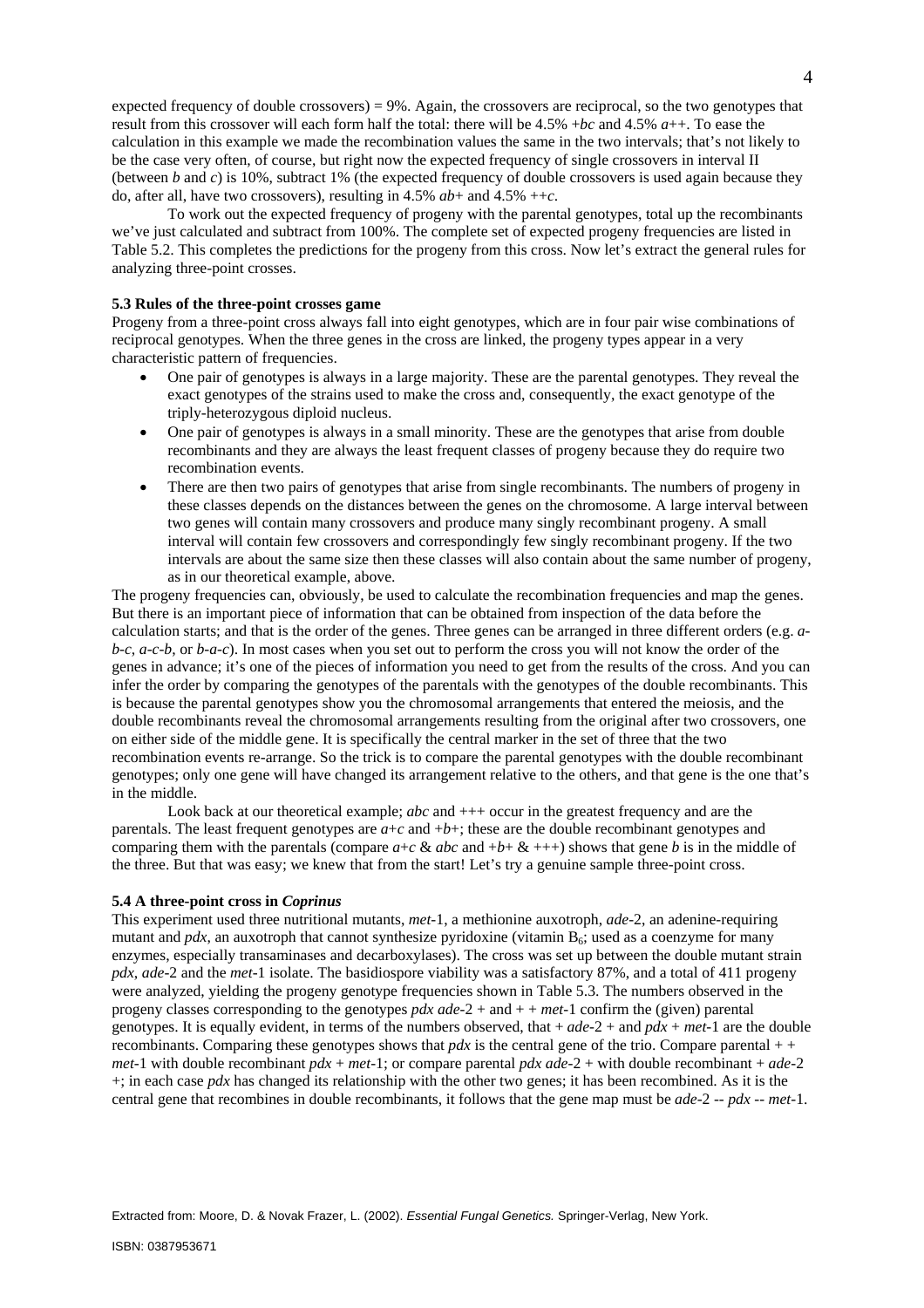expected frequency of double crossovers) = 9%. Again, the crossovers are reciprocal, so the two genotypes that result from this crossover will each form half the total: there will be 4.5% *+bc* and 4.5% *a++*. To ease the calculation in this example we made the recombination values the same in the two intervals; that's not likely to be the case very often, of course, but right now the expected frequency of single crossovers in interval II (between *b* and *c*) is 10%, subtract 1% (the expected frequency of double crossovers is used again because they do, after all, have two crossovers), resulting in 4.5% *ab+* and 4.5% *++c*.

To work out the expected frequency of progeny with the parental genotypes, total up the recombinants we've just calculated and subtract from 100%. The complete set of expected progeny frequencies are listed in Table 5.2. This completes the predictions for the progeny from this cross. Now let's extract the general rules for analyzing three-point crosses.

### 5.3 Rules of the three-point crosses game

Progeny from a three-point cross always fall into eight genotypes, which are in four pair wise combinations of reciprocal genotypes. When the three genes in the cross are linked, the progeny types appear in a very characteristic pattern of frequencies.

- One pair of genotypes is always in a large majority. These are the parental genotypes. They reveal the exact genotypes of the strains used to make the cross and, consequently, the exact genotype of the triply-heterozygous diploid nucleus.
- One pair of genotypes is always in a small minority. These are the genotypes that arise from double recombinants and they are always the least frequent classes of progeny because they do require two recombination events.
- There are then two pairs of genotypes that arise from single recombinants. The numbers of progeny in these classes depends on the distances between the genes on the chromosome. A large interval between two genes will contain many crossovers and produce many singly recombinant progeny. A small interval will contain few crossovers and correspondingly few singly recombinant progeny. If the two intervals are about the same size then these classes will also contain about the same number of progeny, as in our theoretical example, above.

The progeny frequencies can, obviously, be used to calculate the recombination frequencies and map the genes. But there is an important piece of information that can be obtained from inspection of the data before the calculation starts; and that is the order of the genes. Three genes can be arranged in three different orders (e.g. *a-b-c*, *a-c-b*, or *b-a-c*). In most cases when you set out to perform the cross you will not know the order of the genes in advance; it's one of the pieces of information you need to get from the results of the cross. And you can infer the order by comparing the genotypes of the parentals with the genotypes of the double recombinants. This is because the parental genotypes show you the chromosomal arrangements that entered the meiosis, and the double recombinants reveal the chromosomal arrangements resulting from the original after two crossovers, one on either side of the middle gene. It is specifically the central marker in the set of three that the two recombination events re-arrange. So the trick is to compare the parental genotypes with the double recombinant genotypes; only one gene will have changed its arrangement relative to the others, and that gene is the one that's in the middle.

Look back at our theoretical example; *abc* and *+++* occur in the greatest frequency and are the parentals. The least frequent genotypes are *a+c* and *+b+*; these are the double recombinant genotypes and comparing them with the parentals (compare *a+c* & *abc* and *+b+* & *+++*) shows that gene *b* is in the middle of the three. But that was easy; we knew that from the start! Let's try a genuine sample three-point cross.

### 5.4 A three-point cross in *Coprinus*

This experiment used three nutritional mutants, *met*-1, a methionine auxotroph, *ade*-2, an adenine-requiring mutant and *pdx*, an auxotroph that cannot synthesize pyridoxine (vitamin $B_6$; used as a coenzyme for many enzymes, especially transaminases and decarboxylases). The cross was set up between the double mutant strain *pdx*, *ade*-2 and the *met*-1 isolate. The basidiospore viability was a satisfactory 87%, and a total of 411 progeny were analyzed, yielding the progeny genotype frequencies shown in Table 5.3. The numbers observed in the progeny classes corresponding to the genotypes *pdx ade*-2 + and + + *met*-1 confirm the (given) parental genotypes. It is equally evident, in terms of the numbers observed, that + *ade*-2 + and *pdx* + *met*-1 are the double recombinants. Comparing these genotypes shows that *pdx* is the central gene of the trio. Compare parental + + *met*-1 with double recombinant *pdx* + *met*-1; or compare parental *pdx ade*-2 + with double recombinant + *ade*-2 +; in each case *pdx* has changed its relationship with the other two genes; it has been recombined. As it is the central gene that recombines in double recombinants, it follows that the gene map must be *ade*-2 -- *pdx* -- *met*-1.

Extracted from: Moore, D. & Novak Frazer, L. (2002). *Essential Fungal Genetics.* Springer-Verlag, New York.

ISBN: 0387953671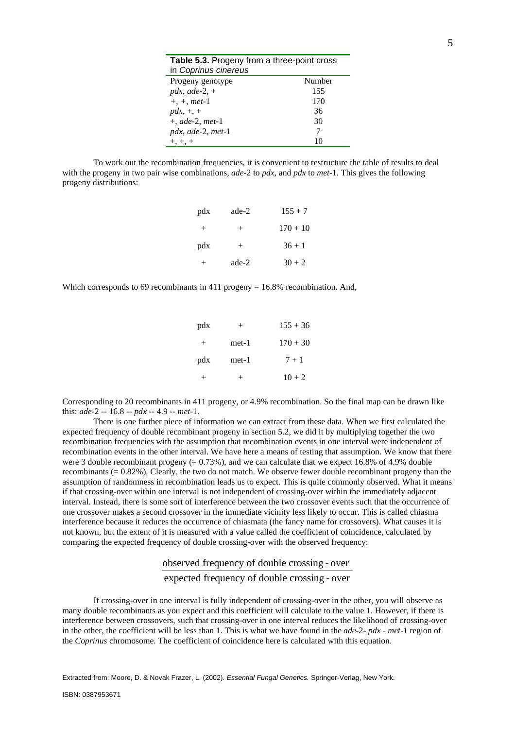**Table 5.3.** Progeny from a three-point cross in *Coprinus cinereus*

| Progeny genotype | Number |
|---|---|
| *pdx*, *ade*-2, + | 155 |
| +, +, *met*-1 | 170 |
| *pdx*, +, + | 36 |
| +, *ade*-2, *met*-1 | 30 |
| *pdx*, *ade*-2, *met*-1 | 7 |
| +, +, + | 10 |

To work out the recombination frequencies, it is convenient to restructure the table of results to deal with the progeny in two pair wise combinations, *ade*-2 to *pdx*, and *pdx* to *met*-1. This gives the following progeny distributions:

| | | |
|---|---|---|
| pdx | ade-2 | 155 + 7 |
| + | + | 170 + 10 |
| pdx | + | 36 + 1 |
| + | ade-2 | 30 + 2 |

Which corresponds to 69 recombinants in 411 progeny = 16.8% recombination. And,

| | | |
|---|---|---|
| pdx | + | 155 + 36 |
| + | met-1 | 170 + 30 |
| pdx | met-1 | 7 + 1 |
| + | + | 10 + 2 |

Corresponding to 20 recombinants in 411 progeny, or 4.9% recombination. So the final map can be drawn like this: *ade*-2 -- 16.8 -- *pdx* -- 4.9 -- *met*-1.

There is one further piece of information we can extract from these data. When we first calculated the expected frequency of double recombinant progeny in section 5.2, we did it by multiplying together the two recombination frequencies with the assumption that recombination events in one interval were independent of recombination events in the other interval. We have here a means of testing that assumption. We know that there were 3 double recombinant progeny (= 0.73%), and we can calculate that we expect 16.8% of 4.9% double recombinants (= 0.82%). Clearly, the two do not match. We observe fewer double recombinant progeny than the assumption of randomness in recombination leads us to expect. This is quite commonly observed. What it means if that crossing-over within one interval is not independent of crossing-over within the immediately adjacent interval. Instead, there is some sort of interference between the two crossover events such that the occurrence of one crossover makes a second crossover in the immediate vicinity less likely to occur. This is called chiasma interference because it reduces the occurrence of chiasmata (the fancy name for crossovers). What causes it is not known, but the extent of it is measured with a value called the coefficient of coincidence, calculated by comparing the expected frequency of double crossing-over with the observed frequency:

$$\frac{\text{observed frequency of double crossing - over}}{\text{expected frequency of double crossing - over}}$$

If crossing-over in one interval is fully independent of crossing-over in the other, you will observe as many double recombinants as you expect and this coefficient will calculate to the value 1. However, if there is interference between crossovers, such that crossing-over in one interval reduces the likelihood of crossing-over in the other, the coefficient will be less than 1. This is what we have found in the *ade*-2- *pdx* - *met*-1 region of the *Coprinus* chromosome. The coefficient of coincidence here is calculated with this equation.

Extracted from: Moore, D. & Novak Frazer, L. (2002). *Essential Fungal Genetics.* Springer-Verlag, New York.

ISBN: 0387953671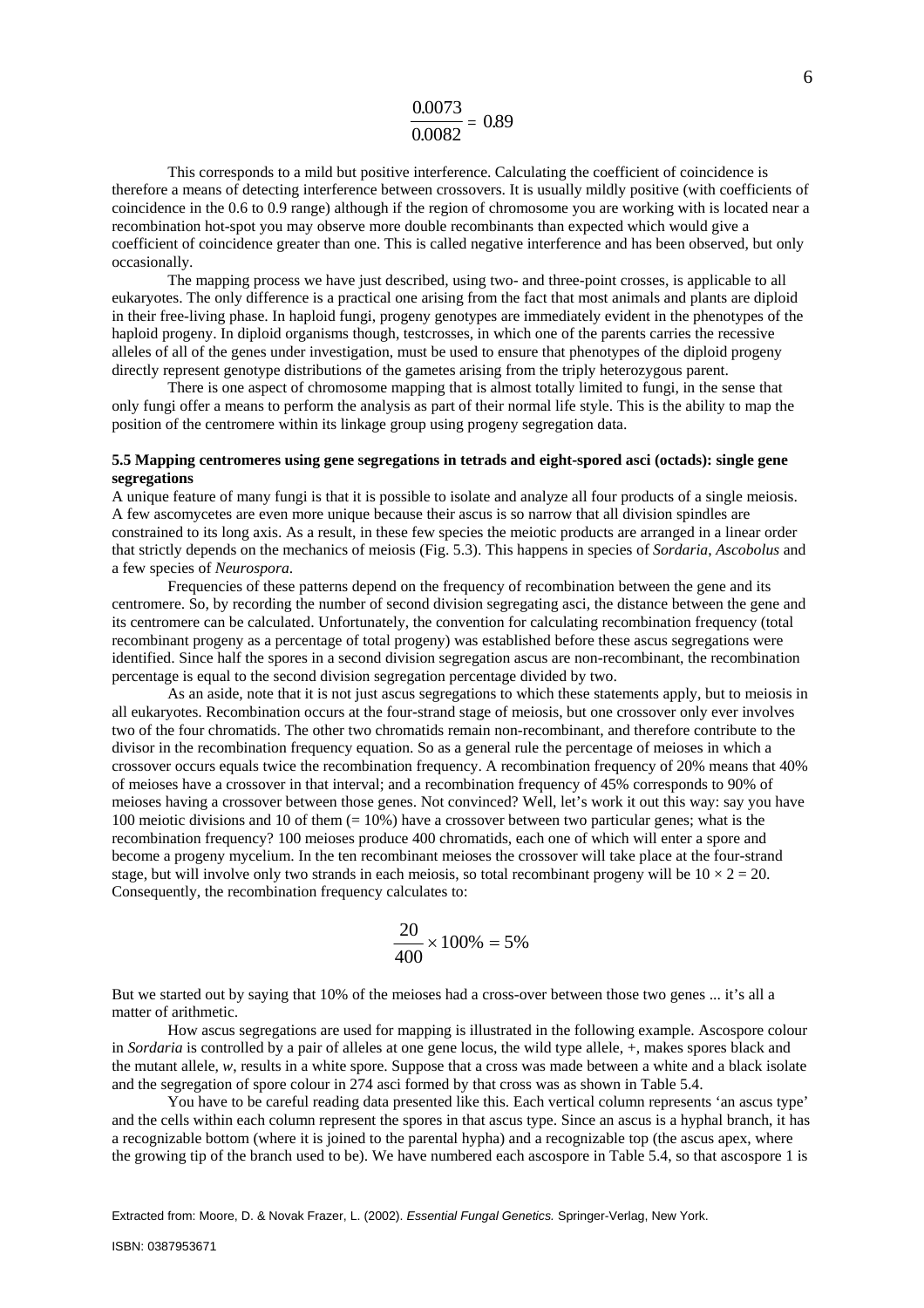$$\frac{0.0073}{0.0082} = 0.89$$

This corresponds to a mild but positive interference. Calculating the coefficient of coincidence is therefore a means of detecting interference between crossovers. It is usually mildly positive (with coefficients of coincidence in the 0.6 to 0.9 range) although if the region of chromosome you are working with is located near a recombination hot-spot you may observe more double recombinants than expected which would give a coefficient of coincidence greater than one. This is called negative interference and has been observed, but only occasionally.

The mapping process we have just described, using two- and three-point crosses, is applicable to all eukaryotes. The only difference is a practical one arising from the fact that most animals and plants are diploid in their free-living phase. In haploid fungi, progeny genotypes are immediately evident in the phenotypes of the haploid progeny. In diploid organisms though, testcrosses, in which one of the parents carries the recessive alleles of all of the genes under investigation, must be used to ensure that phenotypes of the diploid progeny directly represent genotype distributions of the gametes arising from the triply heterozygous parent.

There is one aspect of chromosome mapping that is almost totally limited to fungi, in the sense that only fungi offer a means to perform the analysis as part of their normal life style. This is the ability to map the position of the centromere within its linkage group using progeny segregation data.

### 5.5 Mapping centromeres using gene segregations in tetrads and eight-spored asci (octads): single gene segregations

A unique feature of many fungi is that it is possible to isolate and analyze all four products of a single meiosis. A few ascomycetes are even more unique because their ascus is so narrow that all division spindles are constrained to its long axis. As a result, in these few species the meiotic products are arranged in a linear order that strictly depends on the mechanics of meiosis (Fig. 5.3). This happens in species of *Sordaria, Ascobolus* and a few species of *Neurospora*.

Frequencies of these patterns depend on the frequency of recombination between the gene and its centromere. So, by recording the number of second division segregating asci, the distance between the gene and its centromere can be calculated. Unfortunately, the convention for calculating recombination frequency (total recombinant progeny as a percentage of total progeny) was established before these ascus segregations were identified. Since half the spores in a second division segregation ascus are non-recombinant, the recombination percentage is equal to the second division segregation percentage divided by two.

As an aside, note that it is not just ascus segregations to which these statements apply, but to meiosis in all eukaryotes. Recombination occurs at the four-strand stage of meiosis, but one crossover only ever involves two of the four chromatids. The other two chromatids remain non-recombinant, and therefore contribute to the divisor in the recombination frequency equation. So as a general rule the percentage of meioses in which a crossover occurs equals twice the recombination frequency. A recombination frequency of 20% means that 40% of meioses have a crossover in that interval; and a recombination frequency of 45% corresponds to 90% of meioses having a crossover between those genes. Not convinced? Well, let's work it out this way: say you have 100 meiotic divisions and 10 of them (= 10%) have a crossover between two particular genes; what is the recombination frequency? 100 meioses produce 400 chromatids, each one of which will enter a spore and become a progeny mycelium. In the ten recombinant meioses the crossover will take place at the four-strand stage, but will involve only two strands in each meiosis, so total recombinant progeny will be $10 \times 2 = 20$. Consequently, the recombination frequency calculates to:

$$\frac{20}{400} \times 100\% = 5\%$$

But we started out by saying that 10% of the meioses had a cross-over between those two genes ... it's all a matter of arithmetic.

How ascus segregations are used for mapping is illustrated in the following example. Ascospore colour in *Sordaria* is controlled by a pair of alleles at one gene locus, the wild type allele, +, makes spores black and the mutant allele, *w*, results in a white spore. Suppose that a cross was made between a white and a black isolate and the segregation of spore colour in 274 asci formed by that cross was as shown in Table 5.4.

You have to be careful reading data presented like this. Each vertical column represents 'an ascus type' and the cells within each column represent the spores in that ascus type. Since an ascus is a hyphal branch, it has a recognizable bottom (where it is joined to the parental hypha) and a recognizable top (the ascus apex, where the growing tip of the branch used to be). We have numbered each ascospore in Table 5.4, so that ascospore 1 is

Extracted from: Moore, D. & Novak Frazer, L. (2002). *Essential Fungal Genetics.* Springer-Verlag, New York.

ISBN: 0387953671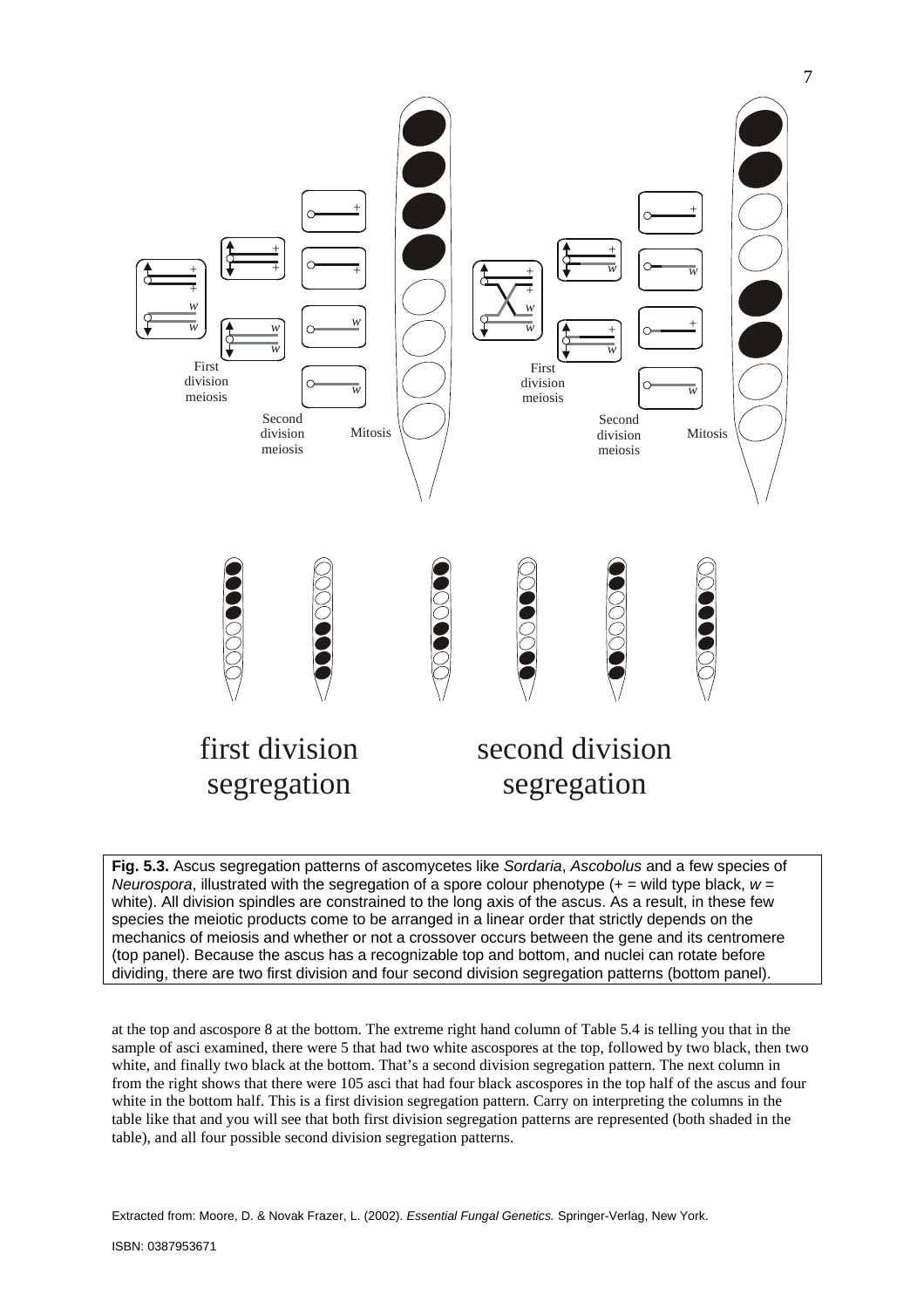**Fig. 5.3.** Ascus segregation patterns of ascomycetes like *Sordaria*, *Ascobolus* and a few species of *Neurospora*, illustrated with the segregation of a spore colour phenotype (+ = wild type black, *w* = white). All division spindles are constrained to the long axis of the ascus. As a result, in these few species the meiotic products come to be arranged in a linear order that strictly depends on the mechanics of meiosis and whether or not a crossover occurs between the gene and its centromere (top panel). Because the ascus has a recognizable top and bottom, and nuclei can rotate before dividing, there are two first division and four second division segregation patterns (bottom panel).

at the top and ascospore 8 at the bottom. The extreme right hand column of Table 5.4 is telling you that in the sample of asci examined, there were 5 that had two white ascospores at the top, followed by two black, then two white, and finally two black at the bottom. That's a second division segregation pattern. The next column in from the right shows that there were 105 asci that had four black ascospores in the top half of the ascus and four white in the bottom half. This is a first division segregation pattern. Carry on interpreting the columns in the table like that and you will see that both first division segregation patterns are represented (both shaded in the table), and all four possible second division segregation patterns.

Extracted from: Moore, D. & Novak Frazer, L. (2002). *Essential Fungal Genetics.* Springer-Verlag, New York.

ISBN: 0387953671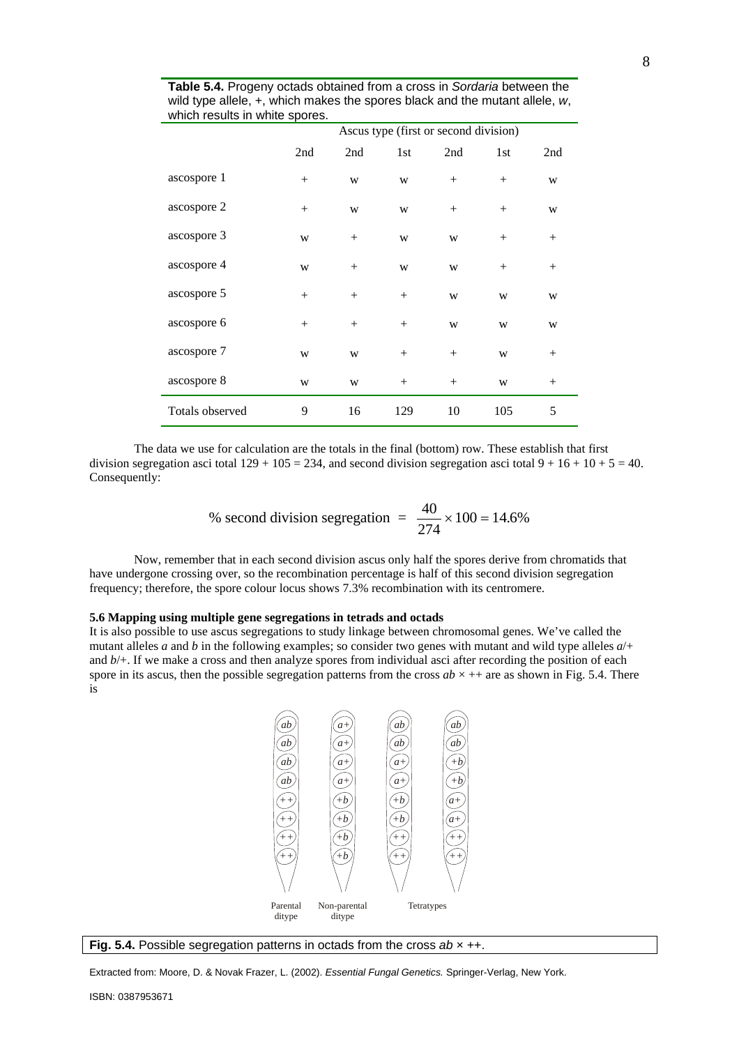**Table 5.4.** Progeny octads obtained from a cross in *Sordaria* between the wild type allele, +, which makes the spores black and the mutant allele, *w*, which results in white spores.

| | Ascus type (first or second division) | | | | | |
|---|---|---|---|---|---|---|
| | 2nd | 2nd | 1st | 2nd | 1st | 2nd |
| ascospore 1 | + | w | w | + | + | w |
| ascospore 2 | + | w | w | + | + | w |
| ascospore 3 | w | + | w | w | + | + |
| ascospore 4 | w | + | w | w | + | + |
| ascospore 5 | + | + | + | w | w | w |
| ascospore 6 | + | + | + | w | w | w |
| ascospore 7 | w | w | + | + | w | + |
| ascospore 8 | w | w | + | + | w | + |
| Totals observed | 9 | 16 | 129 | 10 | 105 | 5 |

The data we use for calculation are the totals in the final (bottom) row. These establish that first division segregation asci total $129 + 105 = 234$, and second division segregation asci total $9 + 16 + 10 + 5 = 40$. Consequently:

$$\text{\% second division segregation} = \frac{40}{274} \times 100 = 14.6\%$$

Now, remember that in each second division ascus only half the spores derive from chromatids that have undergone crossing over, so the recombination percentage is half of this second division segregation frequency; therefore, the spore colour locus shows 7.3% recombination with its centromere.

### 5.6 Mapping using multiple gene segregations in tetrads and octads

It is also possible to use ascus segregations to study linkage between chromosomal genes. We've called the mutant alleles *a* and *b* in the following examples; so consider two genes with mutant and wild type alleles *a*/+ and *b*/+. If we make a cross and then analyze spores from individual asci after recording the position of each spore in its ascus, then the possible segregation patterns from the cross $ab \times ++$ are as shown in Fig. 5.4. There is

**Fig. 5.4.** Possible segregation patterns in octads from the cross $ab \times ++$.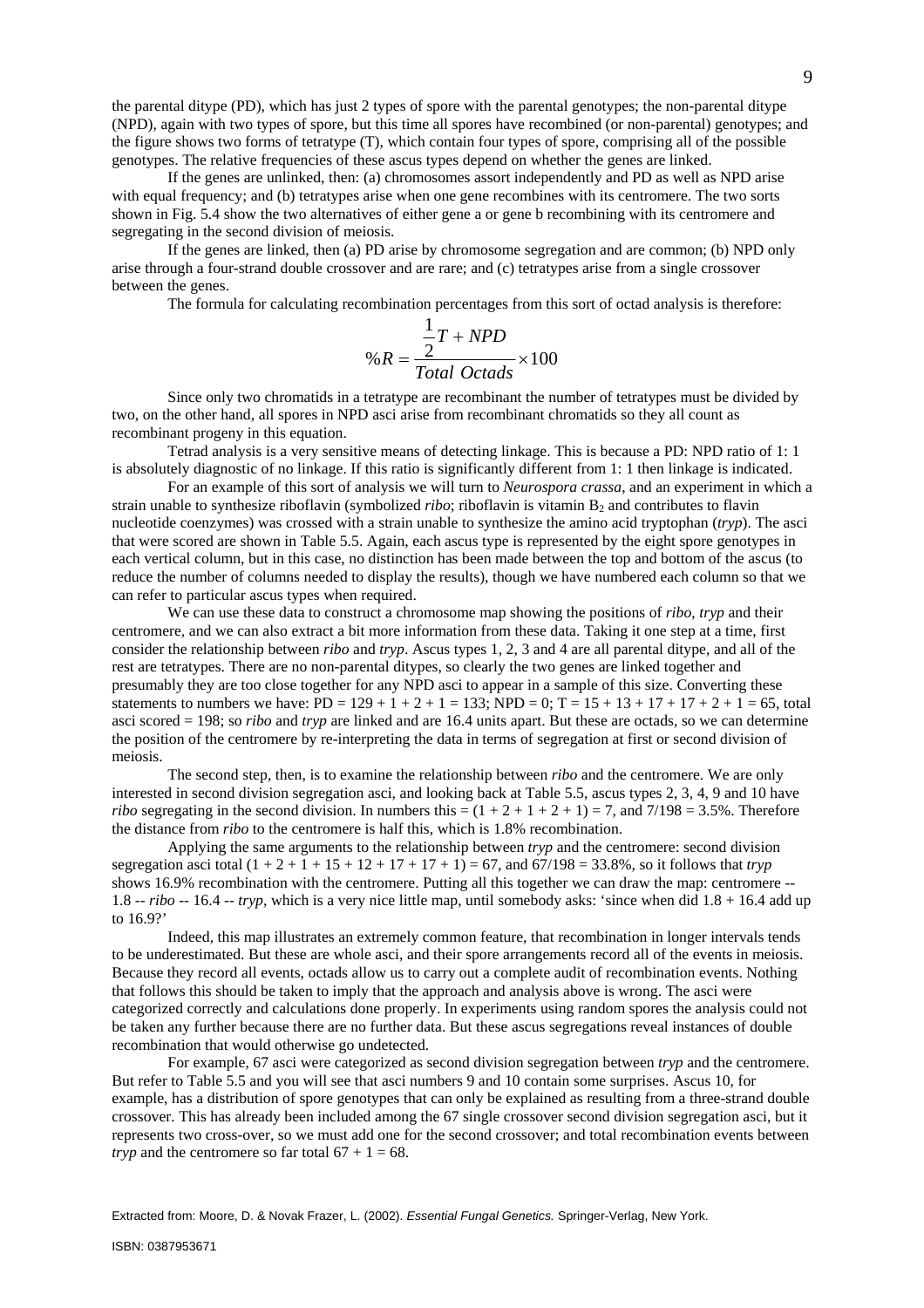the parental ditype (PD), which has just 2 types of spore with the parental genotypes; the non-parental ditype (NPD), again with two types of spore, but this time all spores have recombined (or non-parental) genotypes; and the figure shows two forms of tetratype (T), which contain four types of spore, comprising all of the possible genotypes. The relative frequencies of these ascus types depend on whether the genes are linked.

If the genes are unlinked, then: (a) chromosomes assort independently and PD as well as NPD arise with equal frequency; and (b) tetratypes arise when one gene recombines with its centromere. The two sorts shown in Fig. 5.4 show the two alternatives of either gene a or gene b recombining with its centromere and segregating in the second division of meiosis.

If the genes are linked, then (a) PD arise by chromosome segregation and are common; (b) NPD only arise through a four-strand double crossover and are rare; and (c) tetratypes arise from a single crossover between the genes.

The formula for calculating recombination percentages from this sort of octad analysis is therefore:

$$\%R = \frac{\frac{1}{2}T + NPD}{Total\ Octads} \times 100$$

Since only two chromatids in a tetratype are recombinant the number of tetratypes must be divided by two, on the other hand, all spores in NPD asci arise from recombinant chromatids so they all count as recombinant progeny in this equation.

Tetrad analysis is a very sensitive means of detecting linkage. This is because a PD: NPD ratio of 1: 1 is absolutely diagnostic of no linkage. If this ratio is significantly different from 1: 1 then linkage is indicated.

For an example of this sort of analysis we will turn to *Neurospora crassa*, and an experiment in which a strain unable to synthesize riboflavin (symbolized *ribo*; riboflavin is vitamin $B_2$ and contributes to flavin nucleotide coenzymes) was crossed with a strain unable to synthesize the amino acid tryptophan (*tryp*). The asci that were scored are shown in Table 5.5. Again, each ascus type is represented by the eight spore genotypes in each vertical column, but in this case, no distinction has been made between the top and bottom of the ascus (to reduce the number of columns needed to display the results), though we have numbered each column so that we can refer to particular ascus types when required.

We can use these data to construct a chromosome map showing the positions of *ribo*, *tryp* and their centromere, and we can also extract a bit more information from these data. Taking it one step at a time, first consider the relationship between *ribo* and *tryp*. Ascus types 1, 2, 3 and 4 are all parental ditype, and all of the rest are tetratypes. There are no non-parental ditypes, so clearly the two genes are linked together and presumably they are too close together for any NPD asci to appear in a sample of this size. Converting these statements to numbers we have: PD = 129 + 1 + 2 + 1 = 133; NPD = 0; T = 15 + 13 + 17 + 17 + 2 + 1 = 65, total asci scored = 198; so *ribo* and *tryp* are linked and are 16.4 units apart. But these are octads, so we can determine the position of the centromere by re-interpreting the data in terms of segregation at first or second division of meiosis.

The second step, then, is to examine the relationship between *ribo* and the centromere. We are only interested in second division segregation asci, and looking back at Table 5.5, ascus types 2, 3, 4, 9 and 10 have *ribo* segregating in the second division. In numbers this = (1 + 2 + 1 + 2 + 1) = 7, and 7/198 = 3.5%. Therefore the distance from *ribo* to the centromere is half this, which is 1.8% recombination.

Applying the same arguments to the relationship between *tryp* and the centromere: second division segregation asci total (1 + 2 + 1 + 15 + 12 + 17 + 17 + 1) = 67, and 67/198 = 33.8%, so it follows that *tryp* shows 16.9% recombination with the centromere. Putting all this together we can draw the map: centromere -- 1.8 -- *ribo* -- 16.4 -- *tryp*, which is a very nice little map, until somebody asks: 'since when did 1.8 + 16.4 add up to 16.9?'

Indeed, this map illustrates an extremely common feature, that recombination in longer intervals tends to be underestimated. But these are whole asci, and their spore arrangements record all of the events in meiosis. Because they record all events, octads allow us to carry out a complete audit of recombination events. Nothing that follows this should be taken to imply that the approach and analysis above is wrong. The asci were categorized correctly and calculations done properly. In experiments using random spores the analysis could not be taken any further because there are no further data. But these ascus segregations reveal instances of double recombination that would otherwise go undetected.

For example, 67 asci were categorized as second division segregation between *tryp* and the centromere. But refer to Table 5.5 and you will see that asci numbers 9 and 10 contain some surprises. Ascus 10, for example, has a distribution of spore genotypes that can only be explained as resulting from a three-strand double crossover. This has already been included among the 67 single crossover second division segregation asci, but it represents two cross-over, so we must add one for the second crossover; and total recombination events between *tryp* and the centromere so far total 67 + 1 = 68.

Extracted from: Moore, D. & Novak Frazer, L. (2002). *Essential Fungal Genetics.* Springer-Verlag, New York.

ISBN: 0387953671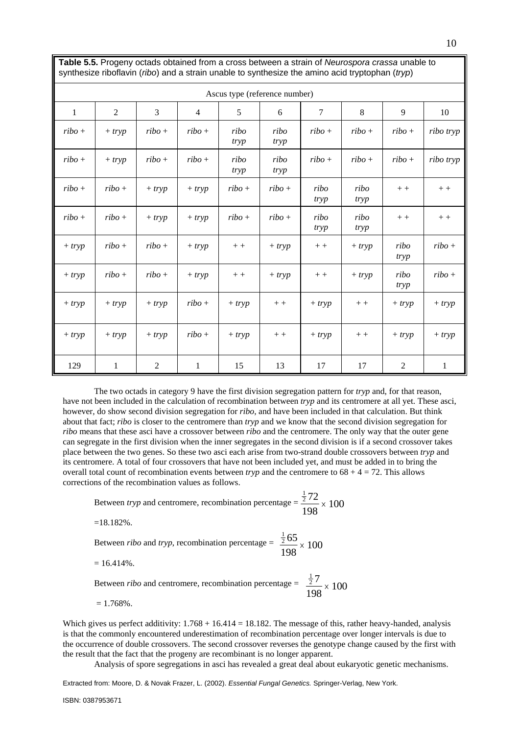**Table 5.5.** Progeny octads obtained from a cross between a strain of *Neurospora crassa* unable to synthesize riboflavin (*ribo*) and a strain unable to synthesize the amino acid tryptophan (*tryp*)

| Ascus type (reference number) | | | | | | | | | |
|---|---|---|---|---|---|---|---|---|---|
| 1 | 2 | 3 | 4 | 5 | 6 | 7 | 8 | 9 | 10 |
| *ribo* + | + *tryp* | *ribo* + | *ribo* + | *ribo tryp* | *ribo tryp* | *ribo* + | *ribo* + | *ribo* + | *ribo tryp* |
| *ribo* + | + *tryp* | *ribo* + | *ribo* + | *ribo tryp* | *ribo tryp* | *ribo* + | *ribo* + | *ribo* + | *ribo tryp* |
| *ribo* + | *ribo* + | + *tryp* | + *tryp* | *ribo* + | *ribo* + | *ribo tryp* | *ribo tryp* | + + | + + |
| *ribo* + | *ribo* + | + *tryp* | + *tryp* | *ribo* + | *ribo* + | *ribo tryp* | *ribo tryp* | + + | + + |
| + *tryp* | *ribo* + | *ribo* + | + *tryp* | + + | + *tryp* | + + | + *tryp* | *ribo tryp* | *ribo* + |
| + *tryp* | *ribo* + | *ribo* + | + *tryp* | + + | + *tryp* | + + | + *tryp* | *ribo tryp* | *ribo* + |
| + *tryp* | + *tryp* | + *tryp* | *ribo* + | + *tryp* | + + | + *tryp* | + + | + *tryp* | + *tryp* |
| + *tryp* | + *tryp* | + *tryp* | *ribo* + | + *tryp* | + + | + *tryp* | + + | + *tryp* | + *tryp* |
| 129 | 1 | 2 | 1 | 15 | 13 | 17 | 17 | 2 | 1 |

The two octads in category 9 have the first division segregation pattern for *tryp* and, for that reason, have not been included in the calculation of recombination between *tryp* and its centromere at all yet. These asci, however, do show second division segregation for *ribo*, and have been included in that calculation. But think about that fact; *ribo* is closer to the centromere than *tryp* and we know that the second division segregation for *ribo* means that these asci have a crossover between *ribo* and the centromere. The only way that the outer gene can segregate in the first division when the inner segregates in the second division is if a second crossover takes place between the two genes. So these two asci each arise from two-strand double crossovers between *tryp* and its centromere. A total of four crossovers that have not been included yet, and must be added in to bring the overall total count of recombination events between *tryp* and the centromere to 68 + 4 = 72. This allows corrections of the recombination values as follows.

Between *tryp* and centromere, recombination percentage = $\frac{\frac{1}{2}72}{198} \times 100$

=18.182%.

Between *ribo* and *tryp*, recombination percentage = $\frac{\frac{1}{2}65}{198} \times 100$

= 16.414%.

Between *ribo* and centromere, recombination percentage = $\frac{\frac{1}{2}7}{198} \times 100$

= 1.768%.

Which gives us perfect additivity: 1.768 + 16.414 = 18.182. The message of this, rather heavy-handed, analysis is that the commonly encountered underestimation of recombination percentage over longer intervals is due to the occurrence of double crossovers. The second crossover reverses the genotype change caused by the first with the result that the fact that the progeny are recombinant is no longer apparent.

Analysis of spore segregations in asci has revealed a great deal about eukaryotic genetic mechanisms.

Extracted from: Moore, D. & Novak Frazer, L. (2002). *Essential Fungal Genetics.* Springer-Verlag, New York.

ISBN: 0387953671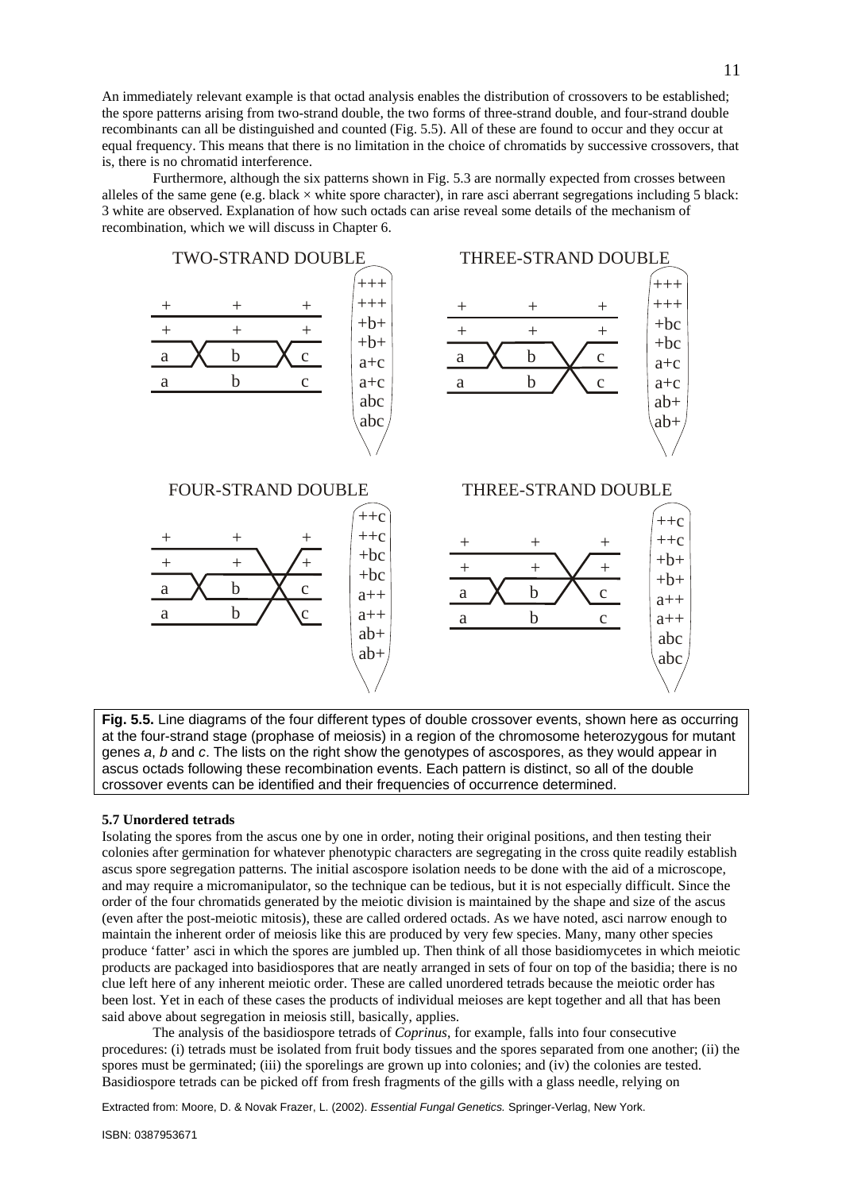An immediately relevant example is that octad analysis enables the distribution of crossovers to be established; the spore patterns arising from two-strand double, the two forms of three-strand double, and four-strand double recombinants can all be distinguished and counted (Fig. 5.5). All of these are found to occur and they occur at equal frequency. This means that there is no limitation in the choice of chromatids by successive crossovers, that is, there is no chromatid interference.

Furthermore, although the six patterns shown in Fig. 5.3 are normally expected from crosses between alleles of the same gene (e.g. black × white spore character), in rare asci aberrant segregations including 5 black: 3 white are observed. Explanation of how such octads can arise reveal some details of the mechanism of recombination, which we will discuss in Chapter 6.

TWO-STRAND DOUBLE

+++
+++
+b+
+b+
a+c
a+c
abc
abc

THREE-STRAND DOUBLE

+++
+++
+bc
+bc
a+c
a+c
ab+
ab+

FOUR-STRAND DOUBLE

++c
++c
+bc
+bc
a++
a++
ab+
ab+

THREE-STRAND DOUBLE

++c
++c
+b+
+b+
a++
a++
abc
abc

**Fig. 5.5.** Line diagrams of the four different types of double crossover events, shown here as occurring at the four-strand stage (prophase of meiosis) in a region of the chromosome heterozygous for mutant genes *a*, *b* and *c*. The lists on the right show the genotypes of ascospores, as they would appear in ascus octads following these recombination events. Each pattern is distinct, so all of the double crossover events can be identified and their frequencies of occurrence determined.

### 5.7 Unordered tetrads

Isolating the spores from the ascus one by one in order, noting their original positions, and then testing their colonies after germination for whatever phenotypic characters are segregating in the cross quite readily establish ascus spore segregation patterns. The initial ascospore isolation needs to be done with the aid of a microscope, and may require a micromanipulator, so the technique can be tedious, but it is not especially difficult. Since the order of the four chromatids generated by the meiotic division is maintained by the shape and size of the ascus (even after the post-meiotic mitosis), these are called ordered octads. As we have noted, asci narrow enough to maintain the inherent order of meiosis like this are produced by very few species. Many, many other species produce 'fatter' asci in which the spores are jumbled up. Then think of all those basidiomycetes in which meiotic products are packaged into basidiospores that are neatly arranged in sets of four on top of the basidia; there is no clue left here of any inherent meiotic order. These are called unordered tetrads because the meiotic order has been lost. Yet in each of these cases the products of individual meioses are kept together and all that has been said above about segregation in meiosis still, basically, applies.

The analysis of the basidiospore tetrads of *Coprinus*, for example, falls into four consecutive procedures: (i) tetrads must be isolated from fruit body tissues and the spores separated from one another; (ii) the spores must be germinated; (iii) the sporelings are grown up into colonies; and (iv) the colonies are tested. Basidiospore tetrads can be picked off from fresh fragments of the gills with a glass needle, relying on

Extracted from: Moore, D. & Novak Frazer, L. (2002). *Essential Fungal Genetics.* Springer-Verlag, New York.

ISBN: 0387953671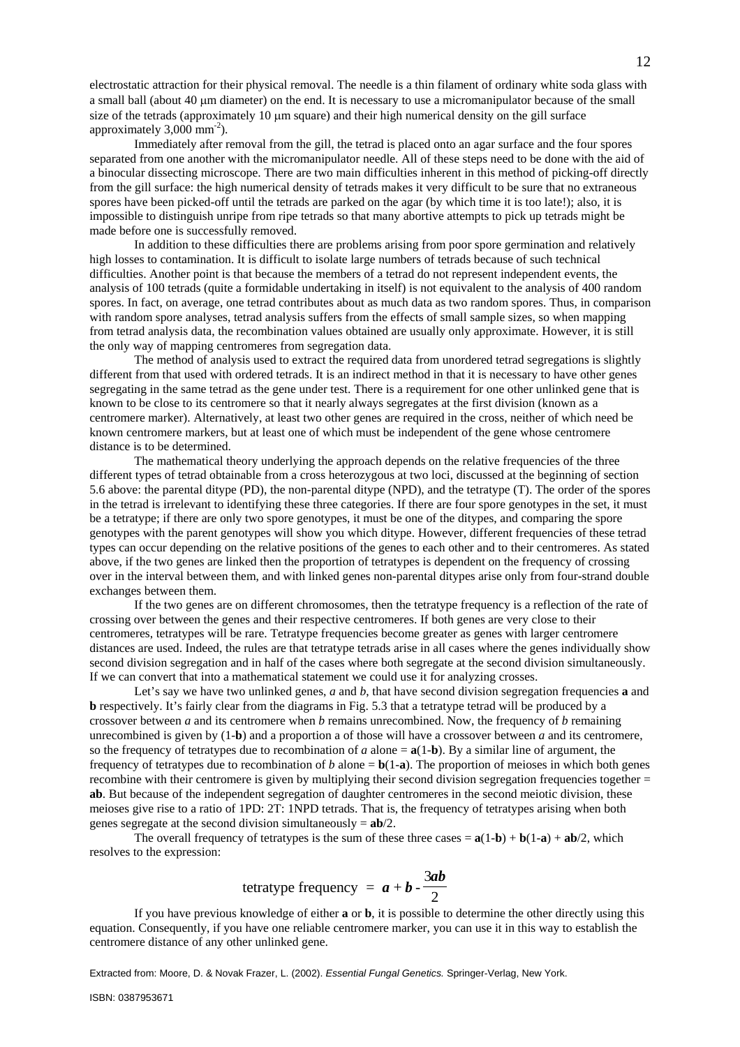electrostatic attraction for their physical removal. The needle is a thin filament of ordinary white soda glass with a small ball (about 40 μm diameter) on the end. It is necessary to use a micromanipulator because of the small size of the tetrads (approximately 10 μm square) and their high numerical density on the gill surface approximately 3,000 $mm^{-2}$).

Immediately after removal from the gill, the tetrad is placed onto an agar surface and the four spores separated from one another with the micromanipulator needle. All of these steps need to be done with the aid of a binocular dissecting microscope. There are two main difficulties inherent in this method of picking-off directly from the gill surface: the high numerical density of tetrads makes it very difficult to be sure that no extraneous spores have been picked-off until the tetrads are parked on the agar (by which time it is too late!); also, it is impossible to distinguish unripe from ripe tetrads so that many abortive attempts to pick up tetrads might be made before one is successfully removed.

In addition to these difficulties there are problems arising from poor spore germination and relatively high losses to contamination. It is difficult to isolate large numbers of tetrads because of such technical difficulties. Another point is that because the members of a tetrad do not represent independent events, the analysis of 100 tetrads (quite a formidable undertaking in itself) is not equivalent to the analysis of 400 random spores. In fact, on average, one tetrad contributes about as much data as two random spores. Thus, in comparison with random spore analyses, tetrad analysis suffers from the effects of small sample sizes, so when mapping from tetrad analysis data, the recombination values obtained are usually only approximate. However, it is still the only way of mapping centromeres from segregation data.

The method of analysis used to extract the required data from unordered tetrad segregations is slightly different from that used with ordered tetrads. It is an indirect method in that it is necessary to have other genes segregating in the same tetrad as the gene under test. There is a requirement for one other unlinked gene that is known to be close to its centromere so that it nearly always segregates at the first division (known as a centromere marker). Alternatively, at least two other genes are required in the cross, neither of which need be known centromere markers, but at least one of which must be independent of the gene whose centromere distance is to be determined.

The mathematical theory underlying the approach depends on the relative frequencies of the three different types of tetrad obtainable from a cross heterozygous at two loci, discussed at the beginning of section 5.6 above: the parental ditype (PD), the non-parental ditype (NPD), and the tetratype (T). The order of the spores in the tetrad is irrelevant to identifying these three categories. If there are four spore genotypes in the set, it must be a tetratype; if there are only two spore genotypes, it must be one of the ditypes, and comparing the spore genotypes with the parent genotypes will show you which ditype. However, different frequencies of these tetrad types can occur depending on the relative positions of the genes to each other and to their centromeres. As stated above, if the two genes are linked then the proportion of tetratypes is dependent on the frequency of crossing over in the interval between them, and with linked genes non-parental ditypes arise only from four-strand double exchanges between them.

If the two genes are on different chromosomes, then the tetratype frequency is a reflection of the rate of crossing over between the genes and their respective centromeres. If both genes are very close to their centromeres, tetratypes will be rare. Tetratype frequencies become greater as genes with larger centromere distances are used. Indeed, the rules are that tetratype tetrads arise in all cases where the genes individually show second division segregation and in half of the cases where both segregate at the second division simultaneously. If we can convert that into a mathematical statement we could use it for analyzing crosses.

Let's say we have two unlinked genes, *a* and *b*, that have second division segregation frequencies **a** and **b** respectively. It's fairly clear from the diagrams in Fig. 5.3 that a tetratype tetrad will be produced by a crossover between *a* and its centromere when *b* remains unrecombined. Now, the frequency of *b* remaining unrecombined is given by (1-**b**) and a proportion a of those will have a crossover between *a* and its centromere, so the frequency of tetratypes due to recombination of *a* alone = **a**(1-**b**). By a similar line of argument, the frequency of tetratypes due to recombination of *b* alone = **b**(1-**a**). The proportion of meioses in which both genes recombine with their centromere is given by multiplying their second division segregation frequencies together = **ab**. But because of the independent segregation of daughter centromeres in the second meiotic division, these meioses give rise to a ratio of 1PD: 2T: 1NPD tetrads. That is, the frequency of tetratypes arising when both genes segregate at the second division simultaneously = **ab**/2.

The overall frequency of tetratypes is the sum of these three cases = **a**(1-**b**) + **b**(1-**a**) + **ab**/2, which resolves to the expression:

$$\text{tetratype frequency} = \boldsymbol{a} + \boldsymbol{b} - \frac{3\boldsymbol{ab}}{2}$$

If you have previous knowledge of either **a** or **b**, it is possible to determine the other directly using this equation. Consequently, if you have one reliable centromere marker, you can use it in this way to establish the centromere distance of any other unlinked gene.

Extracted from: Moore, D. & Novak Frazer, L. (2002). *Essential Fungal Genetics.* Springer-Verlag, New York.

ISBN: 0387953671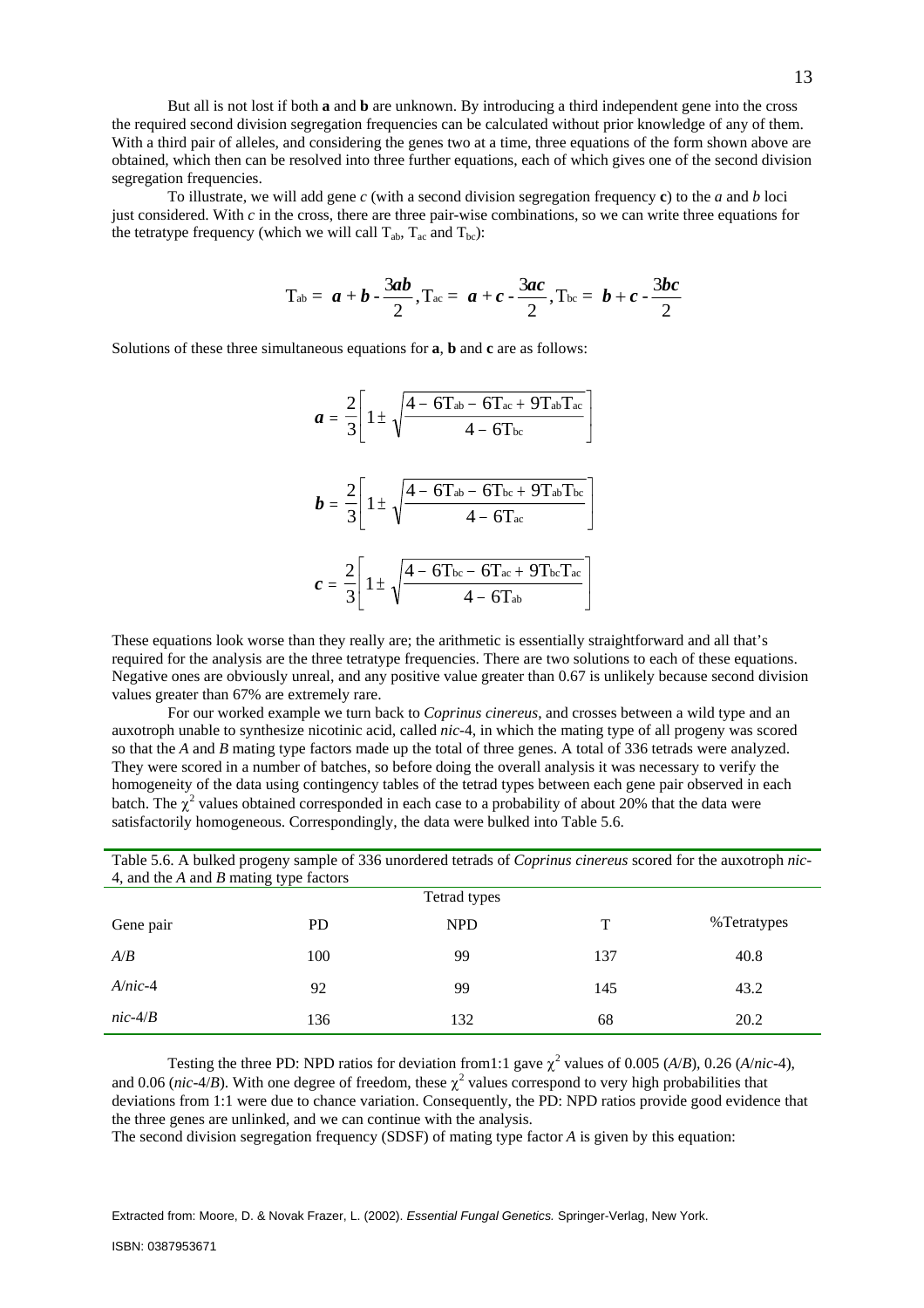But all is not lost if both **a** and **b** are unknown. By introducing a third independent gene into the cross the required second division segregation frequencies can be calculated without prior knowledge of any of them. With a third pair of alleles, and considering the genes two at a time, three equations of the form shown above are obtained, which then can be resolved into three further equations, each of which gives one of the second division segregation frequencies.

To illustrate, we will add gene *c* (with a second division segregation frequency **c**) to the *a* and *b* loci just considered. With *c* in the cross, there are three pair-wise combinations, so we can write three equations for the tetratype frequency (which we will call $T_{ab}$, $T_{ac}$ and $T_{bc}$):

$$T_{ab} = \boldsymbol{a} + \boldsymbol{b} - \frac{3\boldsymbol{ab}}{2}, T_{ac} = \boldsymbol{a} + \boldsymbol{c} - \frac{3\boldsymbol{ac}}{2}, T_{bc} = \boldsymbol{b} + \boldsymbol{c} - \frac{3\boldsymbol{bc}}{2}$$

Solutions of these three simultaneous equations for **a**, **b** and **c** are as follows:

$$\boldsymbol{a} = \frac{2}{3}\left[1 \pm \sqrt{\frac{4 - 6T_{ab} - 6T_{ac} + 9T_{ab}T_{ac}}{4 - 6T_{bc}}}\right]$$

$$\boldsymbol{b} = \frac{2}{3}\left[1 \pm \sqrt{\frac{4 - 6T_{ab} - 6T_{bc} + 9T_{ab}T_{bc}}{4 - 6T_{ac}}}\right]$$

$$\boldsymbol{c} = \frac{2}{3}\left[1 \pm \sqrt{\frac{4 - 6T_{bc} - 6T_{ac} + 9T_{bc}T_{ac}}{4 - 6T_{ab}}}\right]$$

These equations look worse than they really are; the arithmetic is essentially straightforward and all that's required for the analysis are the three tetratype frequencies. There are two solutions to each of these equations. Negative ones are obviously unreal, and any positive value greater than 0.67 is unlikely because second division values greater than 67% are extremely rare.

For our worked example we turn back to *Coprinus cinereus*, and crosses between a wild type and an auxotroph unable to synthesize nicotinic acid, called *nic*-4, in which the mating type of all progeny was scored so that the *A* and *B* mating type factors made up the total of three genes. A total of 336 tetrads were analyzed. They were scored in a number of batches, so before doing the overall analysis it was necessary to verify the homogeneity of the data using contingency tables of the tetrad types between each gene pair observed in each batch. The $\chi^2$ values obtained corresponded in each case to a probability of about 20% that the data were satisfactorily homogeneous. Correspondingly, the data were bulked into Table 5.6.

Table 5.6. A bulked progeny sample of 336 unordered tetrads of *Coprinus cinereus* scored for the auxotroph *nic*-4, and the *A* and *B* mating type factors

| | Tetrad types | | | |
|---|---|---|---|---|
| Gene pair | PD | NPD | T | %Tetratypes |
| *A*/*B* | 100 | 99 | 137 | 40.8 |
| *A*/*nic*-4 | 92 | 99 | 145 | 43.2 |
| *nic*-4/*B* | 136 | 132 | 68 | 20.2 |

Testing the three PD: NPD ratios for deviation from1:1 gave $\chi^2$ values of 0.005 (*A*/*B*), 0.26 (*A*/*nic*-4), and 0.06 (*nic*-4/*B*). With one degree of freedom, these $\chi^2$ values correspond to very high probabilities that deviations from 1:1 were due to chance variation. Consequently, the PD: NPD ratios provide good evidence that the three genes are unlinked, and we can continue with the analysis.

The second division segregation frequency (SDSF) of mating type factor *A* is given by this equation:

Extracted from: Moore, D. & Novak Frazer, L. (2002). *Essential Fungal Genetics.* Springer-Verlag, New York.

ISBN: 0387953671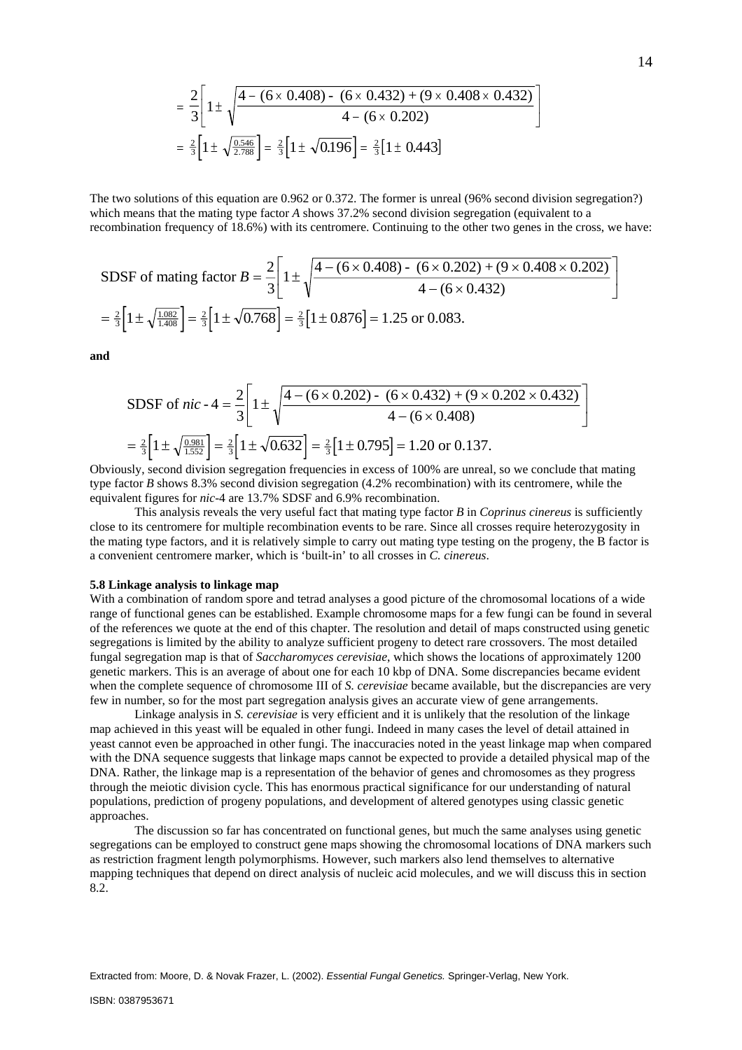$$= \frac{2}{3}\left[1 \pm \sqrt{\frac{4 - (6 \times 0.408) - (6 \times 0.432) + (9 \times 0.408 \times 0.432)}{4 - (6 \times 0.202)}}\right]$$

$$= \tfrac{2}{3}\left[1 \pm \sqrt{\tfrac{0.546}{2.788}}\right] = \tfrac{2}{3}\left[1 \pm \sqrt{0.196}\right] = \tfrac{2}{3}\left[1 \pm 0.443\right]$$

The two solutions of this equation are 0.962 or 0.372. The former is unreal (96% second division segregation?) which means that the mating type factor *A* shows 37.2% second division segregation (equivalent to a recombination frequency of 18.6%) with its centromere. Continuing to the other two genes in the cross, we have:

$$\text{SDSF of mating factor } B = \frac{2}{3}\left[1 \pm \sqrt{\frac{4 - (6 \times 0.408) - (6 \times 0.202) + (9 \times 0.408 \times 0.202)}{4 - (6 \times 0.432)}}\right]$$

$$= \tfrac{2}{3}\left[1 \pm \sqrt{\tfrac{1.082}{1.408}}\right] = \tfrac{2}{3}\left[1 \pm \sqrt{0.768}\right] = \tfrac{2}{3}\left[1 \pm 0.876\right] = 1.25 \text{ or } 0.083.$$

**and**

$$\text{SDSF of } nic\text{-}4 = \frac{2}{3}\left[1 \pm \sqrt{\frac{4 - (6 \times 0.202) - (6 \times 0.432) + (9 \times 0.202 \times 0.432)}{4 - (6 \times 0.408)}}\right]$$

$$= \tfrac{2}{3}\left[1 \pm \sqrt{\tfrac{0.981}{1.552}}\right] = \tfrac{2}{3}\left[1 \pm \sqrt{0.632}\right] = \tfrac{2}{3}\left[1 \pm 0.795\right] = 1.20 \text{ or } 0.137.$$

Obviously, second division segregation frequencies in excess of 100% are unreal, so we conclude that mating type factor *B* shows 8.3% second division segregation (4.2% recombination) with its centromere, while the equivalent figures for *nic*-4 are 13.7% SDSF and 6.9% recombination.

This analysis reveals the very useful fact that mating type factor *B* in *Coprinus cinereus* is sufficiently close to its centromere for multiple recombination events to be rare. Since all crosses require heterozygosity in the mating type factors, and it is relatively simple to carry out mating type testing on the progeny, the B factor is a convenient centromere marker, which is 'built-in' to all crosses in *C. cinereus*.

### 5.8 Linkage analysis to linkage map

With a combination of random spore and tetrad analyses a good picture of the chromosomal locations of a wide range of functional genes can be established. Example chromosome maps for a few fungi can be found in several of the references we quote at the end of this chapter. The resolution and detail of maps constructed using genetic segregations is limited by the ability to analyze sufficient progeny to detect rare crossovers. The most detailed fungal segregation map is that of *Saccharomyces cerevisiae*, which shows the locations of approximately 1200 genetic markers. This is an average of about one for each 10 kbp of DNA. Some discrepancies became evident when the complete sequence of chromosome III of *S. cerevisiae* became available, but the discrepancies are very few in number, so for the most part segregation analysis gives an accurate view of gene arrangements.

Linkage analysis in *S. cerevisiae* is very efficient and it is unlikely that the resolution of the linkage map achieved in this yeast will be equaled in other fungi. Indeed in many cases the level of detail attained in yeast cannot even be approached in other fungi. The inaccuracies noted in the yeast linkage map when compared with the DNA sequence suggests that linkage maps cannot be expected to provide a detailed physical map of the DNA. Rather, the linkage map is a representation of the behavior of genes and chromosomes as they progress through the meiotic division cycle. This has enormous practical significance for our understanding of natural populations, prediction of progeny populations, and development of altered genotypes using classic genetic approaches.

The discussion so far has concentrated on functional genes, but much the same analyses using genetic segregations can be employed to construct gene maps showing the chromosomal locations of DNA markers such as restriction fragment length polymorphisms. However, such markers also lend themselves to alternative mapping techniques that depend on direct analysis of nucleic acid molecules, and we will discuss this in section 8.2.

Extracted from: Moore, D. & Novak Frazer, L. (2002). *Essential Fungal Genetics.* Springer-Verlag, New York.

ISBN: 0387953671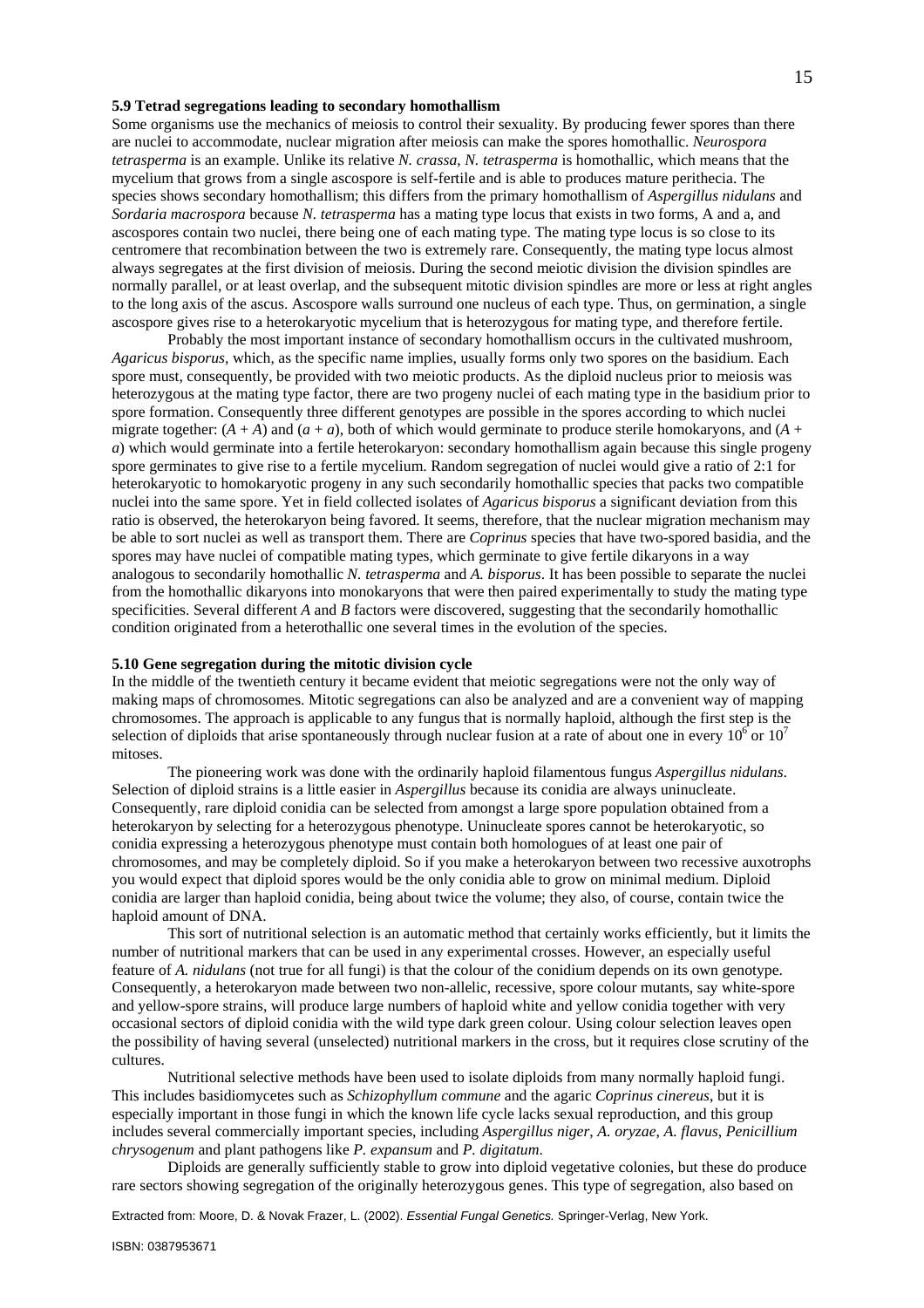### 5.9 Tetrad segregations leading to secondary homothallism

Some organisms use the mechanics of meiosis to control their sexuality. By producing fewer spores than there are nuclei to accommodate, nuclear migration after meiosis can make the spores homothallic. *Neurospora tetrasperma* is an example. Unlike its relative *N. crassa*, *N. tetrasperma* is homothallic, which means that the mycelium that grows from a single ascospore is self-fertile and is able to produces mature perithecia. The species shows secondary homothallism; this differs from the primary homothallism of *Aspergillus nidulans* and *Sordaria macrospora* because *N. tetrasperma* has a mating type locus that exists in two forms, A and a, and ascospores contain two nuclei, there being one of each mating type. The mating type locus is so close to its centromere that recombination between the two is extremely rare. Consequently, the mating type locus almost always segregates at the first division of meiosis. During the second meiotic division the division spindles are normally parallel, or at least overlap, and the subsequent mitotic division spindles are more or less at right angles to the long axis of the ascus. Ascospore walls surround one nucleus of each type. Thus, on germination, a single ascospore gives rise to a heterokaryotic mycelium that is heterozygous for mating type, and therefore fertile.

Probably the most important instance of secondary homothallism occurs in the cultivated mushroom, *Agaricus bisporus*, which, as the specific name implies, usually forms only two spores on the basidium. Each spore must, consequently, be provided with two meiotic products. As the diploid nucleus prior to meiosis was heterozygous at the mating type factor, there are two progeny nuclei of each mating type in the basidium prior to spore formation. Consequently three different genotypes are possible in the spores according to which nuclei migrate together: (*A* + *A*) and (*a* + *a*), both of which would germinate to produce sterile homokaryons, and (*A* + *a*) which would germinate into a fertile heterokaryon: secondary homothallism again because this single progeny spore germinates to give rise to a fertile mycelium. Random segregation of nuclei would give a ratio of 2:1 for heterokaryotic to homokaryotic progeny in any such secondarily homothallic species that packs two compatible nuclei into the same spore. Yet in field collected isolates of *Agaricus bisporus* a significant deviation from this ratio is observed, the heterokaryon being favored. It seems, therefore, that the nuclear migration mechanism may be able to sort nuclei as well as transport them. There are *Coprinus* species that have two-spored basidia, and the spores may have nuclei of compatible mating types, which germinate to give fertile dikaryons in a way analogous to secondarily homothallic *N. tetrasperma* and *A. bisporus*. It has been possible to separate the nuclei from the homothallic dikaryons into monokaryons that were then paired experimentally to study the mating type specificities. Several different *A* and *B* factors were discovered, suggesting that the secondarily homothallic condition originated from a heterothallic one several times in the evolution of the species.

### 5.10 Gene segregation during the mitotic division cycle

In the middle of the twentieth century it became evident that meiotic segregations were not the only way of making maps of chromosomes. Mitotic segregations can also be analyzed and are a convenient way of mapping chromosomes. The approach is applicable to any fungus that is normally haploid, although the first step is the selection of diploids that arise spontaneously through nuclear fusion at a rate of about one in every $10^6$ or $10^7$ mitoses.

The pioneering work was done with the ordinarily haploid filamentous fungus *Aspergillus nidulans*. Selection of diploid strains is a little easier in *Aspergillus* because its conidia are always uninucleate. Consequently, rare diploid conidia can be selected from amongst a large spore population obtained from a heterokaryon by selecting for a heterozygous phenotype. Uninucleate spores cannot be heterokaryotic, so conidia expressing a heterozygous phenotype must contain both homologues of at least one pair of chromosomes, and may be completely diploid. So if you make a heterokaryon between two recessive auxotrophs you would expect that diploid spores would be the only conidia able to grow on minimal medium. Diploid conidia are larger than haploid conidia, being about twice the volume; they also, of course, contain twice the haploid amount of DNA.

This sort of nutritional selection is an automatic method that certainly works efficiently, but it limits the number of nutritional markers that can be used in any experimental crosses. However, an especially useful feature of *A. nidulans* (not true for all fungi) is that the colour of the conidium depends on its own genotype. Consequently, a heterokaryon made between two non-allelic, recessive, spore colour mutants, say white-spore and yellow-spore strains, will produce large numbers of haploid white and yellow conidia together with very occasional sectors of diploid conidia with the wild type dark green colour. Using colour selection leaves open the possibility of having several (unselected) nutritional markers in the cross, but it requires close scrutiny of the cultures.

Nutritional selective methods have been used to isolate diploids from many normally haploid fungi. This includes basidiomycetes such as *Schizophyllum commune* and the agaric *Coprinus cinereus*, but it is especially important in those fungi in which the known life cycle lacks sexual reproduction, and this group includes several commercially important species, including *Aspergillus niger*, *A. oryzae*, *A. flavus*, *Penicillium chrysogenum* and plant pathogens like *P. expansum* and *P. digitatum*.

Diploids are generally sufficiently stable to grow into diploid vegetative colonies, but these do produce rare sectors showing segregation of the originally heterozygous genes. This type of segregation, also based on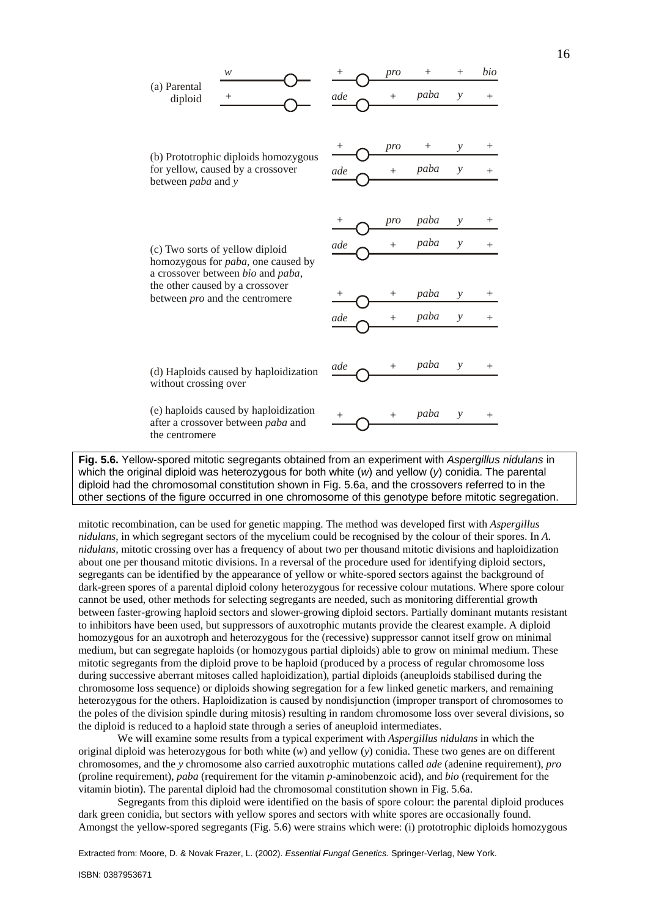(a) Parental diploid

(b) Prototrophic diploids homozygous for yellow, caused by a crossover between *paba* and *y*

(c) Two sorts of yellow diploid homozygous for *paba*, one caused by a crossover between *bio* and *paba*, the other caused by a crossover between *pro* and the centromere

(d) Haploids caused by haploidization without crossing over

(e) haploids caused by haploidization after a crossover between *paba* and the centromere

**Fig. 5.6.** Yellow-spored mitotic segregants obtained from an experiment with *Aspergillus nidulans* in which the original diploid was heterozygous for both white (*w*) and yellow (*y*) conidia. The parental diploid had the chromosomal constitution shown in Fig. 5.6a, and the crossovers referred to in the other sections of the figure occurred in one chromosome of this genotype before mitotic segregation.

mitotic recombination, can be used for genetic mapping. The method was developed first with *Aspergillus nidulans*, in which segregant sectors of the mycelium could be recognised by the colour of their spores. In *A. nidulans*, mitotic crossing over has a frequency of about two per thousand mitotic divisions and haploidization about one per thousand mitotic divisions. In a reversal of the procedure used for identifying diploid sectors, segregants can be identified by the appearance of yellow or white-spored sectors against the background of dark-green spores of a parental diploid colony heterozygous for recessive colour mutations. Where spore colour cannot be used, other methods for selecting segregants are needed, such as monitoring differential growth between faster-growing haploid sectors and slower-growing diploid sectors. Partially dominant mutants resistant to inhibitors have been used, but suppressors of auxotrophic mutants provide the clearest example. A diploid homozygous for an auxotroph and heterozygous for the (recessive) suppressor cannot itself grow on minimal medium, but can segregate haploids (or homozygous partial diploids) able to grow on minimal medium. These mitotic segregants from the diploid prove to be haploid (produced by a process of regular chromosome loss during successive aberrant mitoses called haploidization), partial diploids (aneuploids stabilised during the chromosome loss sequence) or diploids showing segregation for a few linked genetic markers, and remaining heterozygous for the others. Haploidization is caused by nondisjunction (improper transport of chromosomes to the poles of the division spindle during mitosis) resulting in random chromosome loss over several divisions, so the diploid is reduced to a haploid state through a series of aneuploid intermediates.

We will examine some results from a typical experiment with *Aspergillus nidulans* in which the original diploid was heterozygous for both white (*w*) and yellow (*y*) conidia. These two genes are on different chromosomes, and the *y* chromosome also carried auxotrophic mutations called *ade* (adenine requirement), *pro* (proline requirement), *paba* (requirement for the vitamin *p*-aminobenzoic acid), and *bio* (requirement for the vitamin biotin). The parental diploid had the chromosomal constitution shown in Fig. 5.6a.

Segregants from this diploid were identified on the basis of spore colour: the parental diploid produces dark green conidia, but sectors with yellow spores and sectors with white spores are occasionally found. Amongst the yellow-spored segregants (Fig. 5.6) were strains which were: (i) prototrophic diploids homozygous

Extracted from: Moore, D. & Novak Frazer, L. (2002). *Essential Fungal Genetics.* Springer-Verlag, New York.

ISBN: 0387953671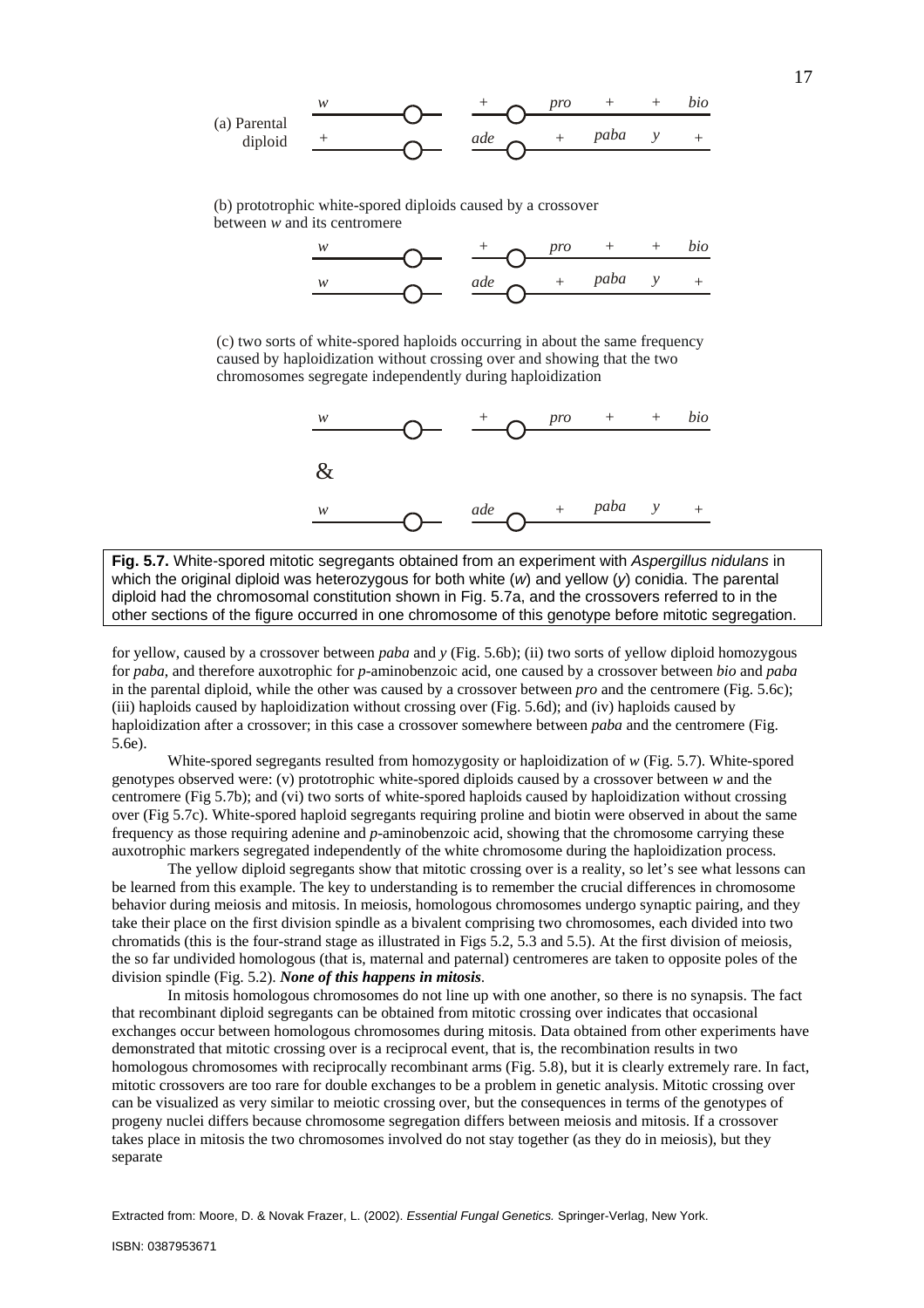(a) Parental diploid

w — + pro + + bio

\+ — ade + paba y +

(b) prototrophic white-spored diploids caused by a crossover between *w* and its centromere

w — + pro + + bio

w — ade + paba y +

(c) two sorts of white-spored haploids occurring in about the same frequency caused by haploidization without crossing over and showing that the two chromosomes segregate independently during haploidization

w — + pro + + bio

&

w — ade + paba y +

**Fig. 5.7.** White-spored mitotic segregants obtained from an experiment with *Aspergillus nidulans* in which the original diploid was heterozygous for both white (*w*) and yellow (*y*) conidia. The parental diploid had the chromosomal constitution shown in Fig. 5.7a, and the crossovers referred to in the other sections of the figure occurred in one chromosome of this genotype before mitotic segregation.

for yellow, caused by a crossover between *paba* and *y* (Fig. 5.6b); (ii) two sorts of yellow diploid homozygous for *paba*, and therefore auxotrophic for *p*-aminobenzoic acid, one caused by a crossover between *bio* and *paba* in the parental diploid, while the other was caused by a crossover between *pro* and the centromere (Fig. 5.6c); (iii) haploids caused by haploidization without crossing over (Fig. 5.6d); and (iv) haploids caused by haploidization after a crossover; in this case a crossover somewhere between *paba* and the centromere (Fig. 5.6e).

White-spored segregants resulted from homozygosity or haploidization of *w* (Fig. 5.7). White-spored genotypes observed were: (v) prototrophic white-spored diploids caused by a crossover between *w* and the centromere (Fig 5.7b); and (vi) two sorts of white-spored haploids caused by haploidization without crossing over (Fig 5.7c). White-spored haploid segregants requiring proline and biotin were observed in about the same frequency as those requiring adenine and *p*-aminobenzoic acid, showing that the chromosome carrying these auxotrophic markers segregated independently of the white chromosome during the haploidization process.

The yellow diploid segregants show that mitotic crossing over is a reality, so let's see what lessons can be learned from this example. The key to understanding is to remember the crucial differences in chromosome behavior during meiosis and mitosis. In meiosis, homologous chromosomes undergo synaptic pairing, and they take their place on the first division spindle as a bivalent comprising two chromosomes, each divided into two chromatids (this is the four-strand stage as illustrated in Figs 5.2, 5.3 and 5.5). At the first division of meiosis, the so far undivided homologous (that is, maternal and paternal) centromeres are taken to opposite poles of the division spindle (Fig. 5.2). ***None of this happens in mitosis***.

In mitosis homologous chromosomes do not line up with one another, so there is no synapsis. The fact that recombinant diploid segregants can be obtained from mitotic crossing over indicates that occasional exchanges occur between homologous chromosomes during mitosis. Data obtained from other experiments have demonstrated that mitotic crossing over is a reciprocal event, that is, the recombination results in two homologous chromosomes with reciprocally recombinant arms (Fig. 5.8), but it is clearly extremely rare. In fact, mitotic crossovers are too rare for double exchanges to be a problem in genetic analysis. Mitotic crossing over can be visualized as very similar to meiotic crossing over, but the consequences in terms of the genotypes of progeny nuclei differs because chromosome segregation differs between meiosis and mitosis. If a crossover takes place in mitosis the two chromosomes involved do not stay together (as they do in meiosis), but they separate

Extracted from: Moore, D. & Novak Frazer, L. (2002). *Essential Fungal Genetics.* Springer-Verlag, New York.

ISBN: 0387953671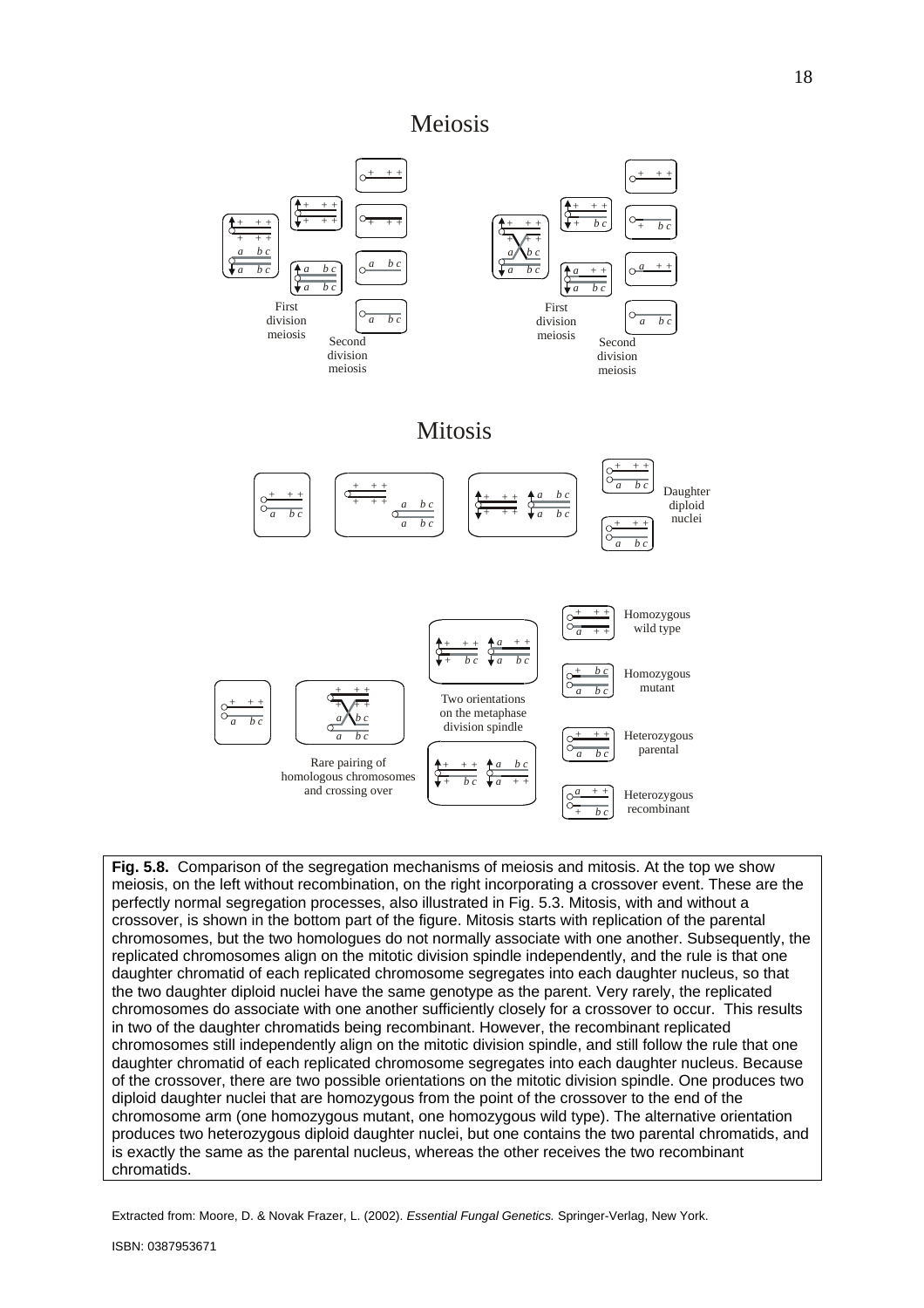# Meiosis

First division meiosis

Second division meiosis

First division meiosis

Second division meiosis

# Mitosis

Daughter diploid nuclei

Homozygous wild type

Homozygous mutant

Two orientations on the metaphase division spindle

Heterozygous parental

Rare pairing of homologous chromosomes and crossing over

Heterozygous recombinant

**Fig. 5.8.** Comparison of the segregation mechanisms of meiosis and mitosis. At the top we show meiosis, on the left without recombination, on the right incorporating a crossover event. These are the perfectly normal segregation processes, also illustrated in Fig. 5.3. Mitosis, with and without a crossover, is shown in the bottom part of the figure. Mitosis starts with replication of the parental chromosomes, but the two homologues do not normally associate with one another. Subsequently, the replicated chromosomes align on the mitotic division spindle independently, and the rule is that one daughter chromatid of each replicated chromosome segregates into each daughter nucleus, so that the two daughter diploid nuclei have the same genotype as the parent. Very rarely, the replicated chromosomes do associate with one another sufficiently closely for a crossover to occur. This results in two of the daughter chromatids being recombinant. However, the recombinant replicated chromosomes still independently align on the mitotic division spindle, and still follow the rule that one daughter chromatid of each replicated chromosome segregates into each daughter nucleus. Because of the crossover, there are two possible orientations on the mitotic division spindle. One produces two diploid daughter nuclei that are homozygous from the point of the crossover to the end of the chromosome arm (one homozygous mutant, one homozygous wild type). The alternative orientation produces two heterozygous diploid daughter nuclei, but one contains the two parental chromatids, and is exactly the same as the parental nucleus, whereas the other receives the two recombinant chromatids.

Extracted from: Moore, D. & Novak Frazer, L. (2002). *Essential Fungal Genetics.* Springer-Verlag, New York.

ISBN: 0387953671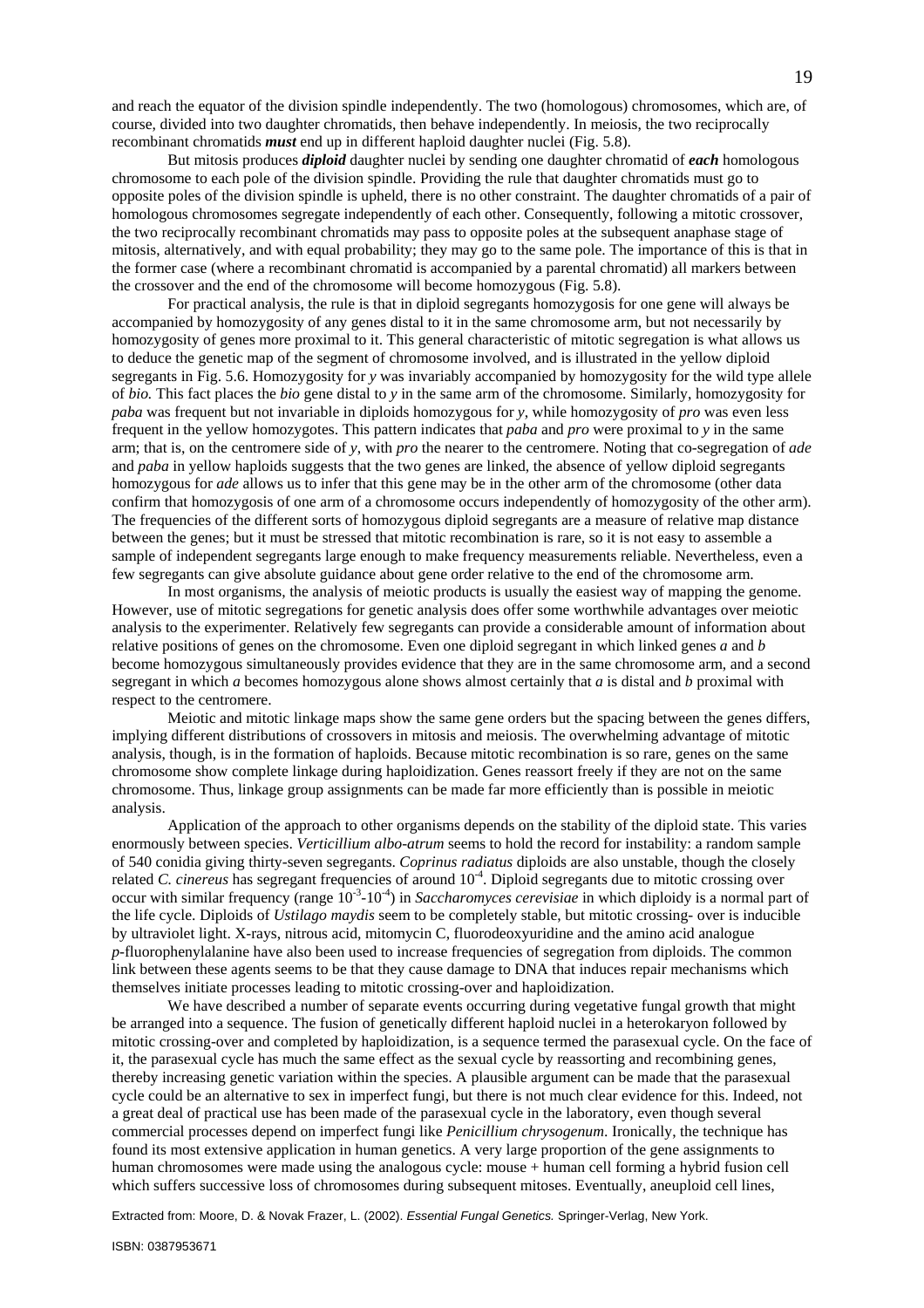and reach the equator of the division spindle independently. The two (homologous) chromosomes, which are, of course, divided into two daughter chromatids, then behave independently. In meiosis, the two reciprocally recombinant chromatids ***must*** end up in different haploid daughter nuclei (Fig. 5.8).

But mitosis produces ***diploid*** daughter nuclei by sending one daughter chromatid of ***each*** homologous chromosome to each pole of the division spindle. Providing the rule that daughter chromatids must go to opposite poles of the division spindle is upheld, there is no other constraint. The daughter chromatids of a pair of homologous chromosomes segregate independently of each other. Consequently, following a mitotic crossover, the two reciprocally recombinant chromatids may pass to opposite poles at the subsequent anaphase stage of mitosis, alternatively, and with equal probability; they may go to the same pole. The importance of this is that in the former case (where a recombinant chromatid is accompanied by a parental chromatid) all markers between the crossover and the end of the chromosome will become homozygous (Fig. 5.8).

For practical analysis, the rule is that in diploid segregants homozygosis for one gene will always be accompanied by homozygosity of any genes distal to it in the same chromosome arm, but not necessarily by homozygosity of genes more proximal to it. This general characteristic of mitotic segregation is what allows us to deduce the genetic map of the segment of chromosome involved, and is illustrated in the yellow diploid segregants in Fig. 5.6. Homozygosity for *y* was invariably accompanied by homozygosity for the wild type allele of *bio.* This fact places the *bio* gene distal to *y* in the same arm of the chromosome. Similarly, homozygosity for *paba* was frequent but not invariable in diploids homozygous for *y*, while homozygosity of *pro* was even less frequent in the yellow homozygotes. This pattern indicates that *paba* and *pro* were proximal to *y* in the same arm; that is, on the centromere side of *y*, with *pro* the nearer to the centromere. Noting that co-segregation of *ade* and *paba* in yellow haploids suggests that the two genes are linked, the absence of yellow diploid segregants homozygous for *ade* allows us to infer that this gene may be in the other arm of the chromosome (other data confirm that homozygosis of one arm of a chromosome occurs independently of homozygosity of the other arm). The frequencies of the different sorts of homozygous diploid segregants are a measure of relative map distance between the genes; but it must be stressed that mitotic recombination is rare, so it is not easy to assemble a sample of independent segregants large enough to make frequency measurements reliable. Nevertheless, even a few segregants can give absolute guidance about gene order relative to the end of the chromosome arm.

In most organisms, the analysis of meiotic products is usually the easiest way of mapping the genome. However, use of mitotic segregations for genetic analysis does offer some worthwhile advantages over meiotic analysis to the experimenter. Relatively few segregants can provide a considerable amount of information about relative positions of genes on the chromosome. Even one diploid segregant in which linked genes *a* and *b* become homozygous simultaneously provides evidence that they are in the same chromosome arm, and a second segregant in which *a* becomes homozygous alone shows almost certainly that *a* is distal and *b* proximal with respect to the centromere.

Meiotic and mitotic linkage maps show the same gene orders but the spacing between the genes differs, implying different distributions of crossovers in mitosis and meiosis. The overwhelming advantage of mitotic analysis, though, is in the formation of haploids. Because mitotic recombination is so rare, genes on the same chromosome show complete linkage during haploidization. Genes reassort freely if they are not on the same chromosome. Thus, linkage group assignments can be made far more efficiently than is possible in meiotic analysis.

Application of the approach to other organisms depends on the stability of the diploid state. This varies enormously between species. *Verticillium albo-atrum* seems to hold the record for instability: a random sample of 540 conidia giving thirty-seven segregants. *Coprinus radiatus* diploids are also unstable, though the closely related *C. cinereus* has segregant frequencies of around $10^{-4}$. Diploid segregants due to mitotic crossing over occur with similar frequency (range $10^{-3}$-$10^{-4}$) in *Saccharomyces cerevisiae* in which diploidy is a normal part of the life cycle. Diploids of *Ustilago maydis* seem to be completely stable, but mitotic crossing- over is inducible by ultraviolet light. X-rays, nitrous acid, mitomycin C, fluorodeoxyuridine and the amino acid analogue *p*-fluorophenylalanine have also been used to increase frequencies of segregation from diploids. The common link between these agents seems to be that they cause damage to DNA that induces repair mechanisms which themselves initiate processes leading to mitotic crossing-over and haploidization.

We have described a number of separate events occurring during vegetative fungal growth that might be arranged into a sequence. The fusion of genetically different haploid nuclei in a heterokaryon followed by mitotic crossing-over and completed by haploidization, is a sequence termed the parasexual cycle. On the face of it, the parasexual cycle has much the same effect as the sexual cycle by reassorting and recombining genes, thereby increasing genetic variation within the species. A plausible argument can be made that the parasexual cycle could be an alternative to sex in imperfect fungi, but there is not much clear evidence for this. Indeed, not a great deal of practical use has been made of the parasexual cycle in the laboratory, even though several commercial processes depend on imperfect fungi like *Penicillium chrysogenum*. Ironically, the technique has found its most extensive application in human genetics. A very large proportion of the gene assignments to human chromosomes were made using the analogous cycle: mouse + human cell forming a hybrid fusion cell which suffers successive loss of chromosomes during subsequent mitoses. Eventually, aneuploid cell lines,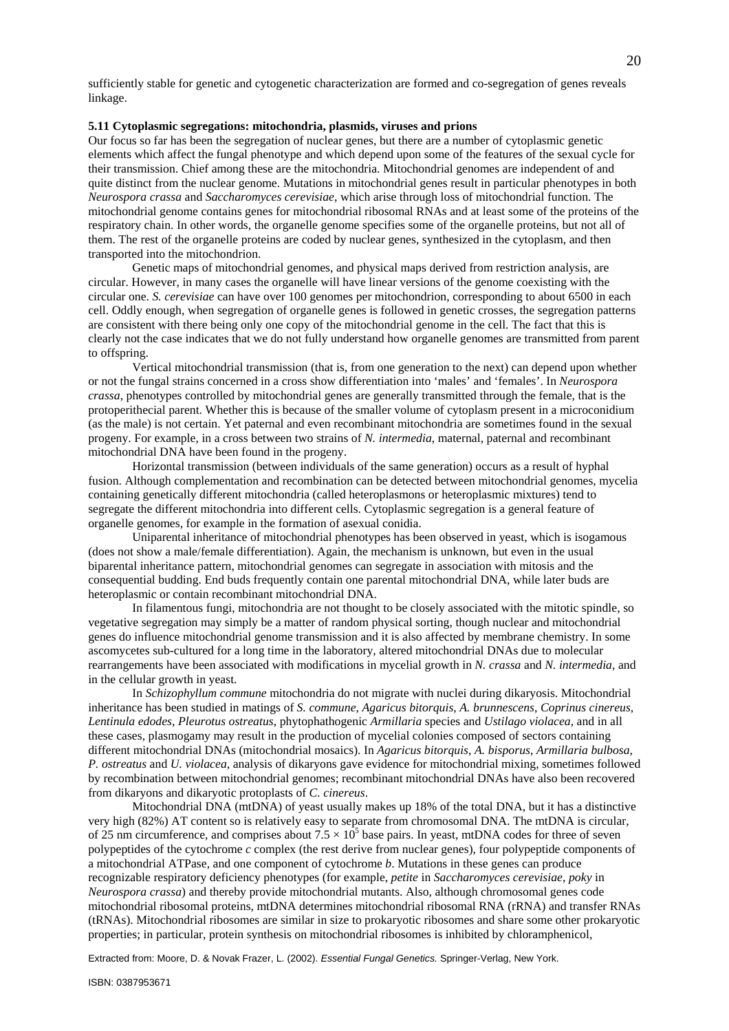sufficiently stable for genetic and cytogenetic characterization are formed and co-segregation of genes reveals linkage.

### 5.11 Cytoplasmic segregations: mitochondria, plasmids, viruses and prions

Our focus so far has been the segregation of nuclear genes, but there are a number of cytoplasmic genetic elements which affect the fungal phenotype and which depend upon some of the features of the sexual cycle for their transmission. Chief among these are the mitochondria. Mitochondrial genomes are independent of and quite distinct from the nuclear genome. Mutations in mitochondrial genes result in particular phenotypes in both *Neurospora crassa* and *Saccharomyces cerevisiae*, which arise through loss of mitochondrial function. The mitochondrial genome contains genes for mitochondrial ribosomal RNAs and at least some of the proteins of the respiratory chain. In other words, the organelle genome specifies some of the organelle proteins, but not all of them. The rest of the organelle proteins are coded by nuclear genes, synthesized in the cytoplasm, and then transported into the mitochondrion.

Genetic maps of mitochondrial genomes, and physical maps derived from restriction analysis, are circular. However, in many cases the organelle will have linear versions of the genome coexisting with the circular one. *S. cerevisiae* can have over 100 genomes per mitochondrion, corresponding to about 6500 in each cell. Oddly enough, when segregation of organelle genes is followed in genetic crosses, the segregation patterns are consistent with there being only one copy of the mitochondrial genome in the cell. The fact that this is clearly not the case indicates that we do not fully understand how organelle genomes are transmitted from parent to offspring.

Vertical mitochondrial transmission (that is, from one generation to the next) can depend upon whether or not the fungal strains concerned in a cross show differentiation into 'males' and 'females'. In *Neurospora crassa*, phenotypes controlled by mitochondrial genes are generally transmitted through the female, that is the protoperithecial parent. Whether this is because of the smaller volume of cytoplasm present in a microconidium (as the male) is not certain. Yet paternal and even recombinant mitochondria are sometimes found in the sexual progeny. For example, in a cross between two strains of *N. intermedia*, maternal, paternal and recombinant mitochondrial DNA have been found in the progeny.

Horizontal transmission (between individuals of the same generation) occurs as a result of hyphal fusion. Although complementation and recombination can be detected between mitochondrial genomes, mycelia containing genetically different mitochondria (called heteroplasmons or heteroplasmic mixtures) tend to segregate the different mitochondria into different cells. Cytoplasmic segregation is a general feature of organelle genomes, for example in the formation of asexual conidia.

Uniparental inheritance of mitochondrial phenotypes has been observed in yeast, which is isogamous (does not show a male/female differentiation). Again, the mechanism is unknown, but even in the usual biparental inheritance pattern, mitochondrial genomes can segregate in association with mitosis and the consequential budding. End buds frequently contain one parental mitochondrial DNA, while later buds are heteroplasmic or contain recombinant mitochondrial DNA.

In filamentous fungi, mitochondria are not thought to be closely associated with the mitotic spindle, so vegetative segregation may simply be a matter of random physical sorting, though nuclear and mitochondrial genes do influence mitochondrial genome transmission and it is also affected by membrane chemistry. In some ascomycetes sub-cultured for a long time in the laboratory, altered mitochondrial DNAs due to molecular rearrangements have been associated with modifications in mycelial growth in *N. crassa* and *N. intermedia*, and in the cellular growth in yeast.

In *Schizophyllum commune* mitochondria do not migrate with nuclei during dikaryosis. Mitochondrial inheritance has been studied in matings of *S. commune*, *Agaricus bitorquis*, *A. brunnescens*, *Coprinus cinereus*, *Lentinula edodes*, *Pleurotus ostreatus*, phytophathogenic *Armillaria* species and *Ustilago violacea*, and in all these cases, plasmogamy may result in the production of mycelial colonies composed of sectors containing different mitochondrial DNAs (mitochondrial mosaics). In *Agaricus bitorquis*, *A. bisporus*, *Armillaria bulbosa*, *P. ostreatus* and *U. violacea*, analysis of dikaryons gave evidence for mitochondrial mixing, sometimes followed by recombination between mitochondrial genomes; recombinant mitochondrial DNAs have also been recovered from dikaryons and dikaryotic protoplasts of *C. cinereus*.

Mitochondrial DNA (mtDNA) of yeast usually makes up 18% of the total DNA, but it has a distinctive very high (82%) AT content so is relatively easy to separate from chromosomal DNA. The mtDNA is circular, of 25 nm circumference, and comprises about $7.5 \times 10^5$ base pairs. In yeast, mtDNA codes for three of seven polypeptides of the cytochrome *c* complex (the rest derive from nuclear genes), four polypeptide components of a mitochondrial ATPase, and one component of cytochrome *b*. Mutations in these genes can produce recognizable respiratory deficiency phenotypes (for example, *petite* in *Saccharomyces cerevisiae*, *poky* in *Neurospora crassa*) and thereby provide mitochondrial mutants. Also, although chromosomal genes code mitochondrial ribosomal proteins, mtDNA determines mitochondrial ribosomal RNA (rRNA) and transfer RNAs (tRNAs). Mitochondrial ribosomes are similar in size to prokaryotic ribosomes and share some other prokaryotic properties; in particular, protein synthesis on mitochondrial ribosomes is inhibited by chloramphenicol,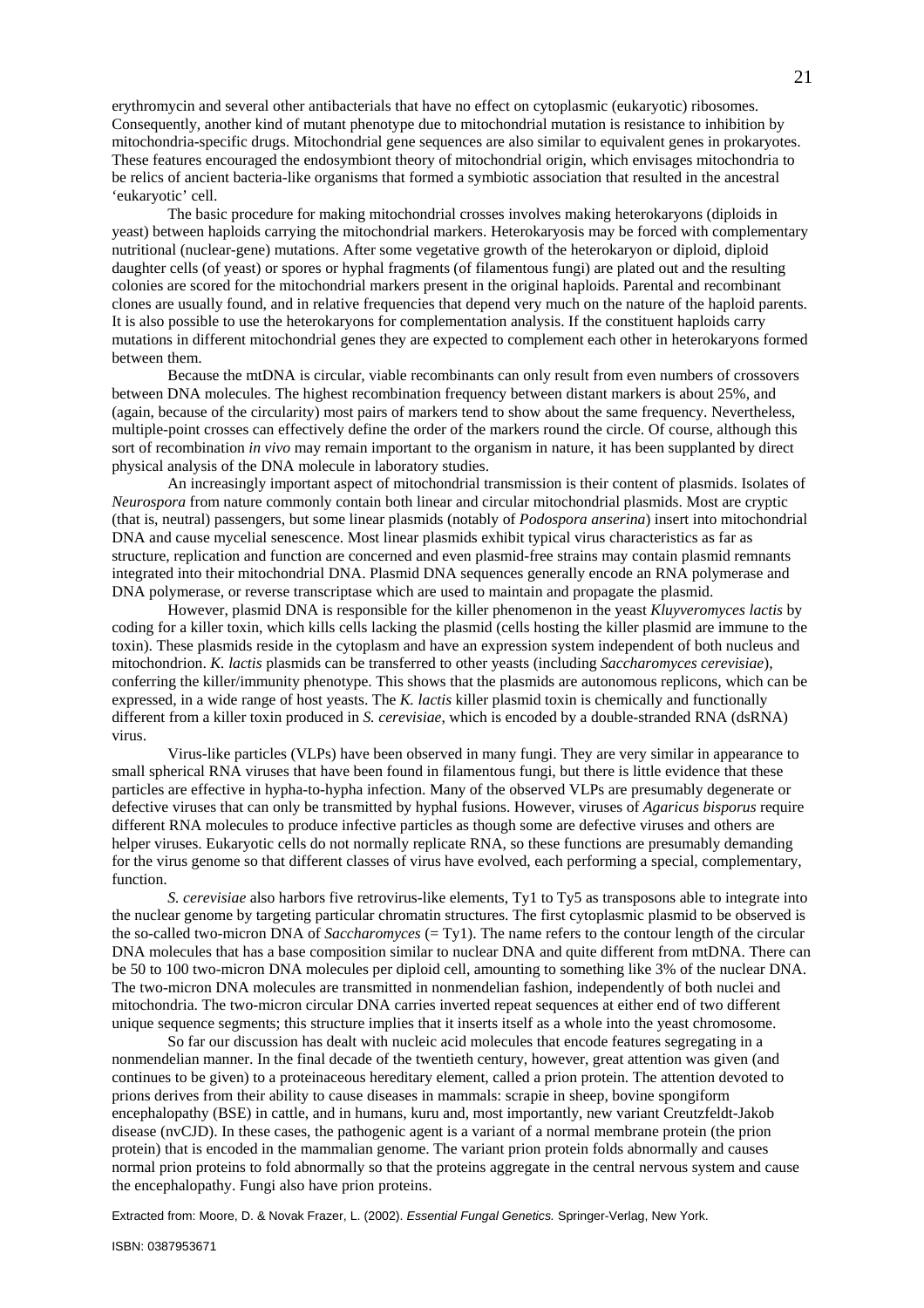erythromycin and several other antibacterials that have no effect on cytoplasmic (eukaryotic) ribosomes. Consequently, another kind of mutant phenotype due to mitochondrial mutation is resistance to inhibition by mitochondria-specific drugs. Mitochondrial gene sequences are also similar to equivalent genes in prokaryotes. These features encouraged the endosymbiont theory of mitochondrial origin, which envisages mitochondria to be relics of ancient bacteria-like organisms that formed a symbiotic association that resulted in the ancestral 'eukaryotic' cell.

The basic procedure for making mitochondrial crosses involves making heterokaryons (diploids in yeast) between haploids carrying the mitochondrial markers. Heterokaryosis may be forced with complementary nutritional (nuclear-gene) mutations. After some vegetative growth of the heterokaryon or diploid, diploid daughter cells (of yeast) or spores or hyphal fragments (of filamentous fungi) are plated out and the resulting colonies are scored for the mitochondrial markers present in the original haploids. Parental and recombinant clones are usually found, and in relative frequencies that depend very much on the nature of the haploid parents. It is also possible to use the heterokaryons for complementation analysis. If the constituent haploids carry mutations in different mitochondrial genes they are expected to complement each other in heterokaryons formed between them.

Because the mtDNA is circular, viable recombinants can only result from even numbers of crossovers between DNA molecules. The highest recombination frequency between distant markers is about 25%, and (again, because of the circularity) most pairs of markers tend to show about the same frequency. Nevertheless, multiple-point crosses can effectively define the order of the markers round the circle. Of course, although this sort of recombination *in vivo* may remain important to the organism in nature, it has been supplanted by direct physical analysis of the DNA molecule in laboratory studies.

An increasingly important aspect of mitochondrial transmission is their content of plasmids. Isolates of *Neurospora* from nature commonly contain both linear and circular mitochondrial plasmids. Most are cryptic (that is, neutral) passengers, but some linear plasmids (notably of *Podospora anserina*) insert into mitochondrial DNA and cause mycelial senescence. Most linear plasmids exhibit typical virus characteristics as far as structure, replication and function are concerned and even plasmid-free strains may contain plasmid remnants integrated into their mitochondrial DNA. Plasmid DNA sequences generally encode an RNA polymerase and DNA polymerase, or reverse transcriptase which are used to maintain and propagate the plasmid.

However, plasmid DNA is responsible for the killer phenomenon in the yeast *Kluyveromyces lactis* by coding for a killer toxin, which kills cells lacking the plasmid (cells hosting the killer plasmid are immune to the toxin). These plasmids reside in the cytoplasm and have an expression system independent of both nucleus and mitochondrion. *K. lactis* plasmids can be transferred to other yeasts (including *Saccharomyces cerevisiae*), conferring the killer/immunity phenotype. This shows that the plasmids are autonomous replicons, which can be expressed, in a wide range of host yeasts. The *K. lactis* killer plasmid toxin is chemically and functionally different from a killer toxin produced in *S. cerevisiae*, which is encoded by a double-stranded RNA (dsRNA) virus.

Virus-like particles (VLPs) have been observed in many fungi. They are very similar in appearance to small spherical RNA viruses that have been found in filamentous fungi, but there is little evidence that these particles are effective in hypha-to-hypha infection. Many of the observed VLPs are presumably degenerate or defective viruses that can only be transmitted by hyphal fusions. However, viruses of *Agaricus bisporus* require different RNA molecules to produce infective particles as though some are defective viruses and others are helper viruses. Eukaryotic cells do not normally replicate RNA, so these functions are presumably demanding for the virus genome so that different classes of virus have evolved, each performing a special, complementary, function.

*S. cerevisiae* also harbors five retrovirus-like elements, Ty1 to Ty5 as transposons able to integrate into the nuclear genome by targeting particular chromatin structures. The first cytoplasmic plasmid to be observed is the so-called two-micron DNA of *Saccharomyces* (= Ty1). The name refers to the contour length of the circular DNA molecules that has a base composition similar to nuclear DNA and quite different from mtDNA. There can be 50 to 100 two-micron DNA molecules per diploid cell, amounting to something like 3% of the nuclear DNA. The two-micron DNA molecules are transmitted in nonmendelian fashion, independently of both nuclei and mitochondria. The two-micron circular DNA carries inverted repeat sequences at either end of two different unique sequence segments; this structure implies that it inserts itself as a whole into the yeast chromosome.

So far our discussion has dealt with nucleic acid molecules that encode features segregating in a nonmendelian manner. In the final decade of the twentieth century, however, great attention was given (and continues to be given) to a proteinaceous hereditary element, called a prion protein. The attention devoted to prions derives from their ability to cause diseases in mammals: scrapie in sheep, bovine spongiform encephalopathy (BSE) in cattle, and in humans, kuru and, most importantly, new variant Creutzfeldt-Jakob disease (nvCJD). In these cases, the pathogenic agent is a variant of a normal membrane protein (the prion protein) that is encoded in the mammalian genome. The variant prion protein folds abnormally and causes normal prion proteins to fold abnormally so that the proteins aggregate in the central nervous system and cause the encephalopathy. Fungi also have prion proteins.

Extracted from: Moore, D. & Novak Frazer, L. (2002). *Essential Fungal Genetics.* Springer-Verlag, New York.

ISBN: 0387953671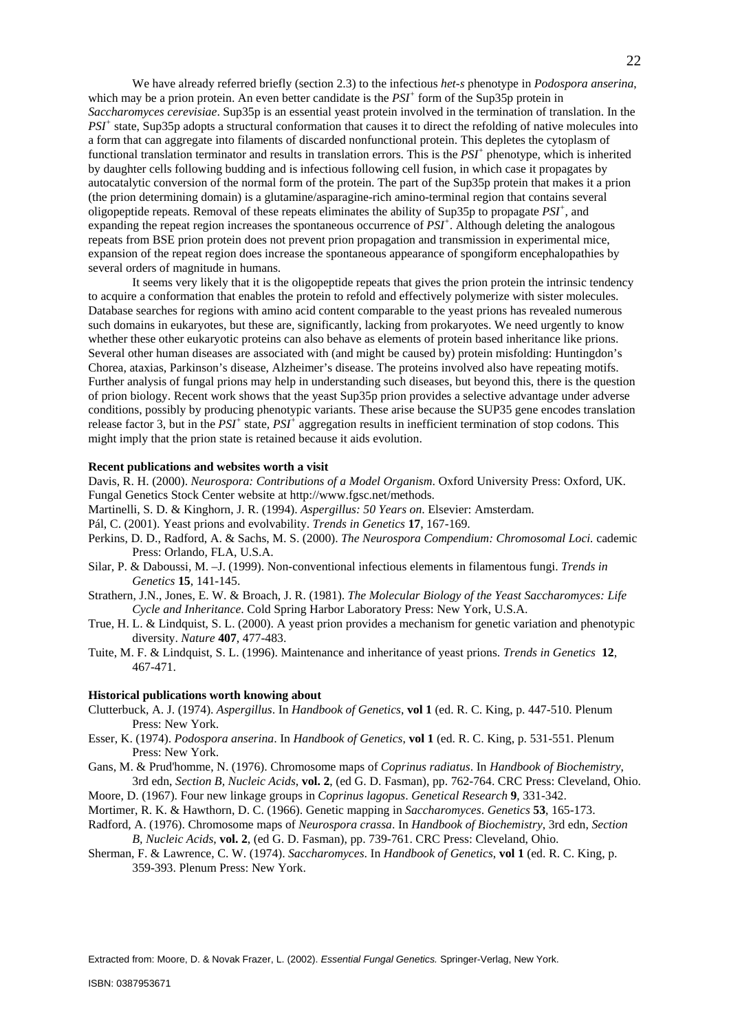We have already referred briefly (section 2.3) to the infectious *het-s* phenotype in *Podospora anserina*, which may be a prion protein. An even better candidate is the $PSI^+$ form of the Sup35p protein in *Saccharomyces cerevisiae*. Sup35p is an essential yeast protein involved in the termination of translation. In the $PSI^+$ state, Sup35p adopts a structural conformation that causes it to direct the refolding of native molecules into a form that can aggregate into filaments of discarded nonfunctional protein. This depletes the cytoplasm of functional translation terminator and results in translation errors. This is the $PSI^+$ phenotype, which is inherited by daughter cells following budding and is infectious following cell fusion, in which case it propagates by autocatalytic conversion of the normal form of the protein. The part of the Sup35p protein that makes it a prion (the prion determining domain) is a glutamine/asparagine-rich amino-terminal region that contains several oligopeptide repeats. Removal of these repeats eliminates the ability of Sup35p to propagate $PSI^+$, and expanding the repeat region increases the spontaneous occurrence of $PSI^+$. Although deleting the analogous repeats from BSE prion protein does not prevent prion propagation and transmission in experimental mice, expansion of the repeat region does increase the spontaneous appearance of spongiform encephalopathies by several orders of magnitude in humans.

It seems very likely that it is the oligopeptide repeats that gives the prion protein the intrinsic tendency to acquire a conformation that enables the protein to refold and effectively polymerize with sister molecules. Database searches for regions with amino acid content comparable to the yeast prions has revealed numerous such domains in eukaryotes, but these are, significantly, lacking from prokaryotes. We need urgently to know whether these other eukaryotic proteins can also behave as elements of protein based inheritance like prions. Several other human diseases are associated with (and might be caused by) protein misfolding: Huntingdon's Chorea, ataxias, Parkinson's disease, Alzheimer's disease. The proteins involved also have repeating motifs. Further analysis of fungal prions may help in understanding such diseases, but beyond this, there is the question of prion biology. Recent work shows that the yeast Sup35p prion provides a selective advantage under adverse conditions, possibly by producing phenotypic variants. These arise because the SUP35 gene encodes translation release factor 3, but in the $PSI^+$ state, $PSI^+$ aggregation results in inefficient termination of stop codons. This might imply that the prion state is retained because it aids evolution.

**Recent publications and websites worth a visit**

Davis, R. H. (2000). *Neurospora: Contributions of a Model Organism*. Oxford University Press: Oxford, UK. Fungal Genetics Stock Center website at http://www.fgsc.net/methods.

Martinelli, S. D. & Kinghorn, J. R. (1994). *Aspergillus: 50 Years on*. Elsevier: Amsterdam.

Pál, C. (2001). Yeast prions and evolvability. *Trends in Genetics* **17**, 167-169.

Perkins, D. D., Radford, A. & Sachs, M. S. (2000). *The Neurospora Compendium: Chromosomal Loci.* cademic Press: Orlando, FLA, U.S.A.

Silar, P. & Daboussi, M. –J. (1999). Non-conventional infectious elements in filamentous fungi. *Trends in Genetics* **15**, 141-145.

Strathern, J.N., Jones, E. W. & Broach, J. R. (1981). *The Molecular Biology of the Yeast Saccharomyces: Life Cycle and Inheritance*. Cold Spring Harbor Laboratory Press: New York, U.S.A.

True, H. L. & Lindquist, S. L. (2000). A yeast prion provides a mechanism for genetic variation and phenotypic diversity. *Nature* **407**, 477-483.

Tuite, M. F. & Lindquist, S. L. (1996). Maintenance and inheritance of yeast prions. *Trends in Genetics* **12**, 467-471.

**Historical publications worth knowing about**

Clutterbuck, A. J. (1974). *Aspergillus*. In *Handbook of Genetics*, **vol 1** (ed. R. C. King, p. 447-510. Plenum Press: New York.

Esser, K. (1974). *Podospora anserina*. In *Handbook of Genetics*, **vol 1** (ed. R. C. King, p. 531-551. Plenum Press: New York.

Gans, M. & Prud'homme, N. (1976). Chromosome maps of *Coprinus radiatus*. In *Handbook of Biochemistry*, 3rd edn, *Section B, Nucleic Acids*, **vol. 2**, (ed G. D. Fasman), pp. 762-764. CRC Press: Cleveland, Ohio.

Moore, D. (1967). Four new linkage groups in *Coprinus lagopus*. *Genetical Research* **9**, 331-342.

Mortimer, R. K. & Hawthorn, D. C. (1966). Genetic mapping in *Saccharomyces*. *Genetics* **53**, 165-173.

Radford, A. (1976). Chromosome maps of *Neurospora crassa*. In *Handbook of Biochemistry*, 3rd edn, *Section B, Nucleic Acids*, **vol. 2**, (ed G. D. Fasman), pp. 739-761. CRC Press: Cleveland, Ohio.

Sherman, F. & Lawrence, C. W. (1974). *Saccharomyces*. In *Handbook of Genetics*, **vol 1** (ed. R. C. King, p. 359-393. Plenum Press: New York.

Extracted from: Moore, D. & Novak Frazer, L. (2002). *Essential Fungal Genetics.* Springer-Verlag, New York.

ISBN: 0387953671